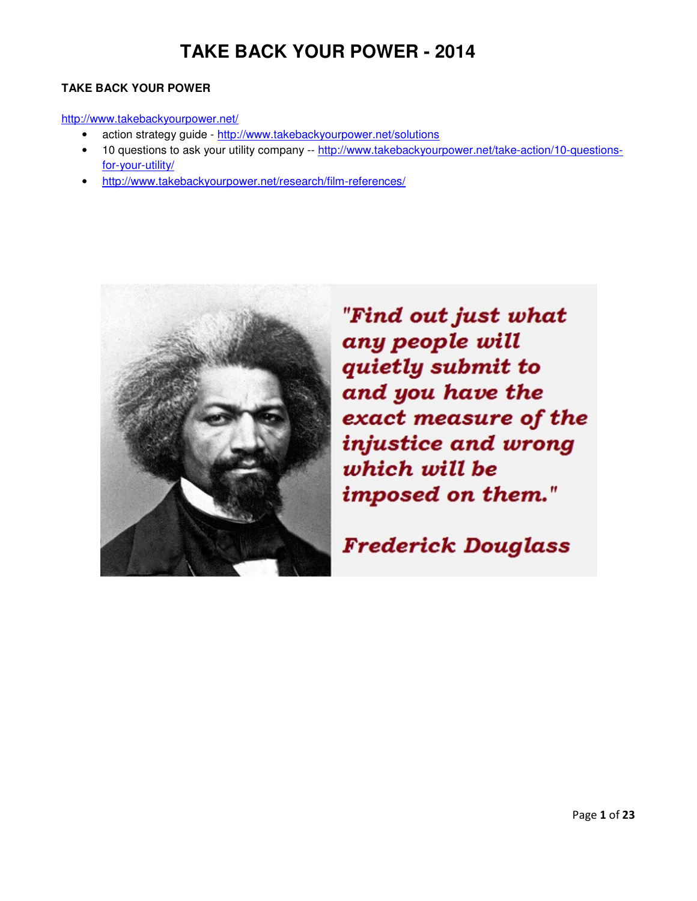# TAKE BACK YOUR POWER - 2014

**TAKE BACK YOUR POWER**

http://www.takebackyourpower.net/

- action strategy guide - http://www.takebackyourpower.net/solutions
- 10 questions to ask your utility company -- http://www.takebackyourpower.net/take-action/10-questions-for-your-utility/
- http://www.takebackyourpower.net/research/film-references/

*"Find out just what any people will quietly submit to and you have the exact measure of the injustice and wrong which will be imposed on them."*

*Frederick Douglass*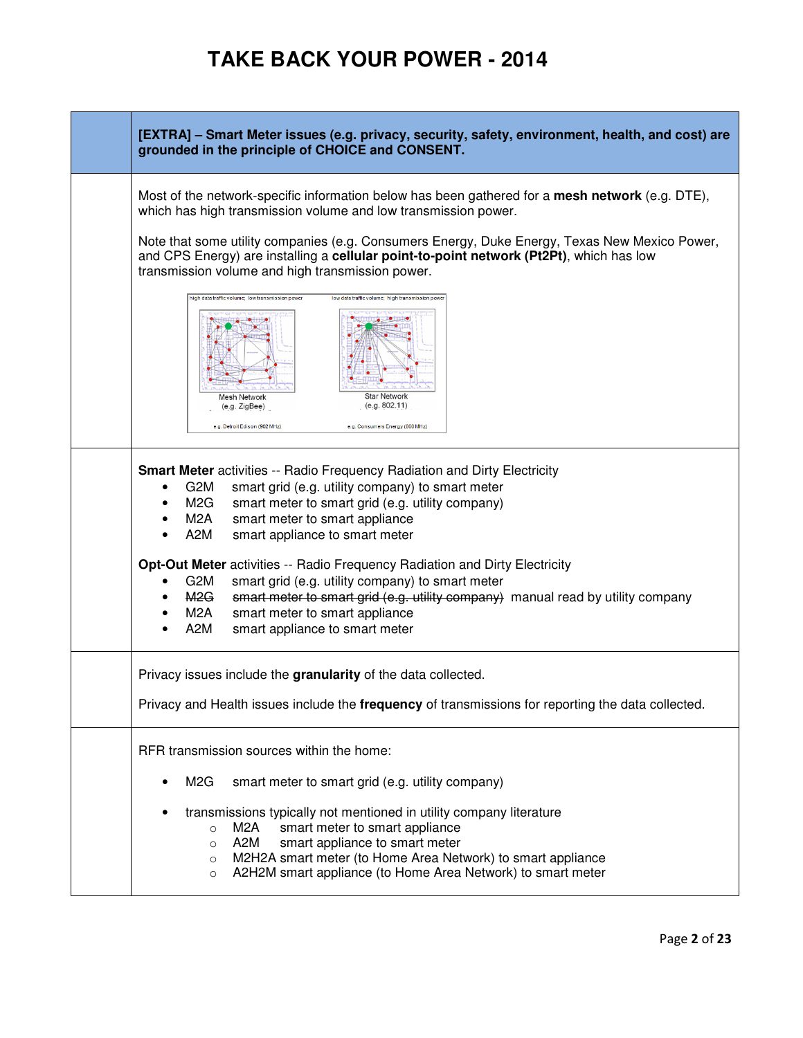**[EXTRA] – Smart Meter issues (e.g. privacy, security, safety, environment, health, and cost) are grounded in the principle of CHOICE and CONSENT.**

Most of the network-specific information below has been gathered for a **mesh network** (e.g. DTE), which has high transmission volume and low transmission power.

Note that some utility companies (e.g. Consumers Energy, Duke Energy, Texas New Mexico Power, and CPS Energy) are installing a **cellular point-to-point network (Pt2Pt)**, which has low transmission volume and high transmission power.

high data traffic volume; low transmission power — Mesh Network (e.g. ZigBee) — e.g. Detroit Edison (902 MHz)

low data traffic volume; high transmission power — Star Network (e.g. 802.11) — e.g. Consumers Energy (800 MHz)

**Smart Meter** activities -- Radio Frequency Radiation and Dirty Electricity

- G2M smart grid (e.g. utility company) to smart meter
- M2G smart meter to smart grid (e.g. utility company)
- M2A smart meter to smart appliance
- A2M smart appliance to smart meter

**Opt-Out Meter** activities -- Radio Frequency Radiation and Dirty Electricity

- G2M smart grid (e.g. utility company) to smart meter
- ~~M2G smart meter to smart grid (e.g. utility company)~~ manual read by utility company
- M2A smart meter to smart appliance
- A2M smart appliance to smart meter

Privacy issues include the **granularity** of the data collected.

Privacy and Health issues include the **frequency** of transmissions for reporting the data collected.

RFR transmission sources within the home:

- M2G smart meter to smart grid (e.g. utility company)
- transmissions typically not mentioned in utility company literature
  - M2A smart meter to smart appliance
  - A2M smart appliance to smart meter
  - M2H2A smart meter (to Home Area Network) to smart appliance
  - A2H2M smart appliance (to Home Area Network) to smart meter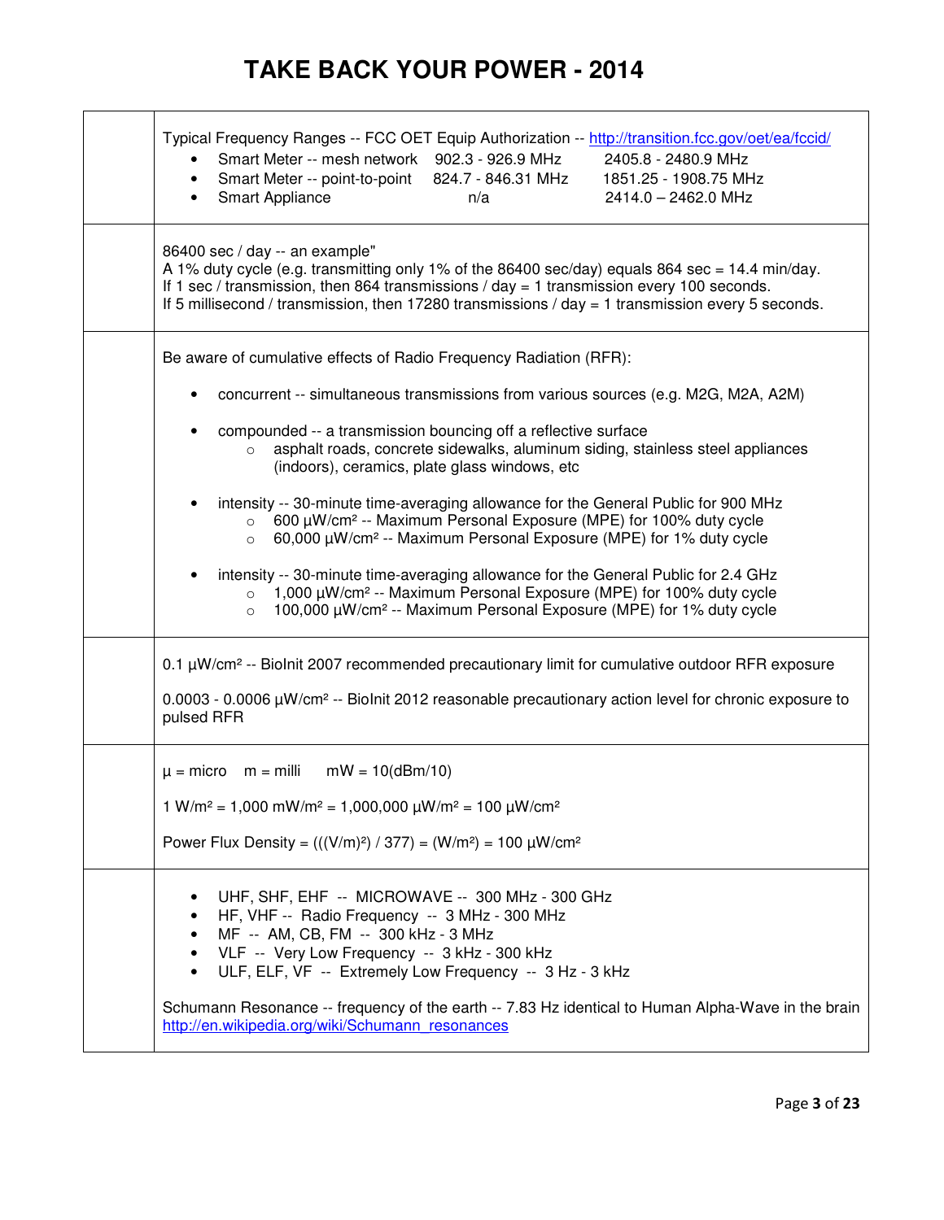# TAKE BACK YOUR POWER - 2014

Typical Frequency Ranges -- FCC OET Equip Authorization -- http://transition.fcc.gov/oet/ea/fccid/

- Smart Meter -- mesh network 902.3 - 926.9 MHz 2405.8 - 2480.9 MHz
- Smart Meter -- point-to-point 824.7 - 846.31 MHz 1851.25 - 1908.75 MHz
- Smart Appliance n/a 2414.0 – 2462.0 MHz

86400 sec / day -- an example"
A 1% duty cycle (e.g. transmitting only 1% of the 86400 sec/day) equals 864 sec = 14.4 min/day.
If 1 sec / transmission, then 864 transmissions / day = 1 transmission every 100 seconds.
If 5 millisecond / transmission, then 17280 transmissions / day = 1 transmission every 5 seconds.

Be aware of cumulative effects of Radio Frequency Radiation (RFR):

- concurrent -- simultaneous transmissions from various sources (e.g. M2G, M2A, A2M)
- compounded -- a transmission bouncing off a reflective surface
  - asphalt roads, concrete sidewalks, aluminum siding, stainless steel appliances (indoors), ceramics, plate glass windows, etc
- intensity -- 30-minute time-averaging allowance for the General Public for 900 MHz
  - 600 µW/cm² -- Maximum Personal Exposure (MPE) for 100% duty cycle
  - 60,000 µW/cm² -- Maximum Personal Exposure (MPE) for 1% duty cycle
- intensity -- 30-minute time-averaging allowance for the General Public for 2.4 GHz
  - 1,000 µW/cm² -- Maximum Personal Exposure (MPE) for 100% duty cycle
  - 100,000 µW/cm² -- Maximum Personal Exposure (MPE) for 1% duty cycle

0.1 µW/cm² -- BioInit 2007 recommended precautionary limit for cumulative outdoor RFR exposure

0.0003 - 0.0006 µW/cm² -- BioInit 2012 reasonable precautionary action level for chronic exposure to pulsed RFR

µ = micro m = milli mW = 10(dBm/10)

1 W/m² = 1,000 mW/m² = 1,000,000 µW/m² = 100 µW/cm²

Power Flux Density = (((V/m)²) / 377) = (W/m²) = 100 µW/cm²

- UHF, SHF, EHF -- MICROWAVE -- 300 MHz - 300 GHz
- HF, VHF -- Radio Frequency -- 3 MHz - 300 MHz
- MF -- AM, CB, FM -- 300 kHz - 3 MHz
- VLF -- Very Low Frequency -- 3 kHz - 300 kHz
- ULF, ELF, VF -- Extremely Low Frequency -- 3 Hz - 3 kHz

Schumann Resonance -- frequency of the earth -- 7.83 Hz identical to Human Alpha-Wave in the brain
http://en.wikipedia.org/wiki/Schumann_resonances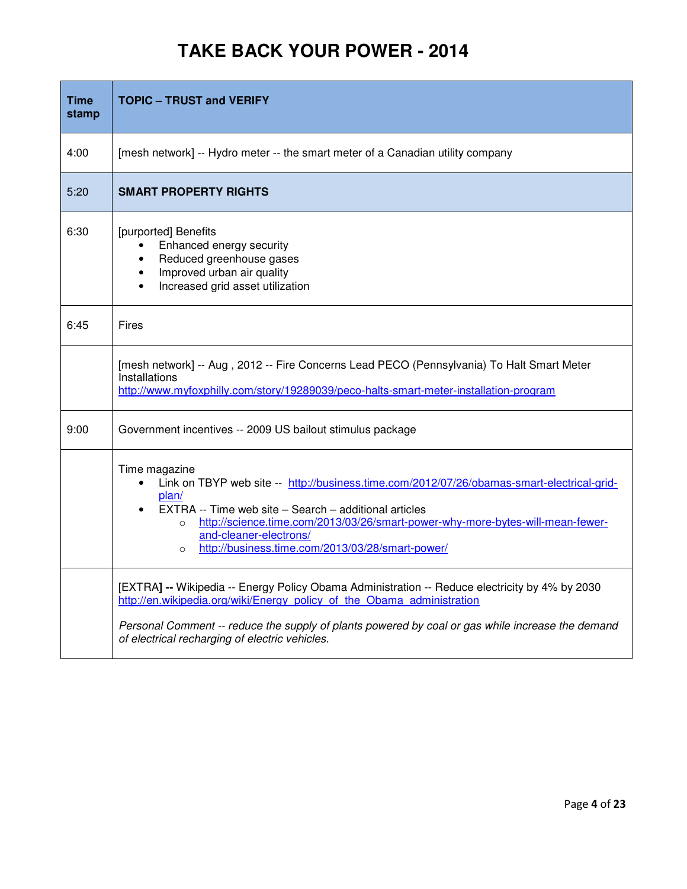# TAKE BACK YOUR POWER - 2014

| Time stamp | TOPIC – TRUST and VERIFY |
|---|---|
| 4:00 | [mesh network] -- Hydro meter -- the smart meter of a Canadian utility company |
| 5:20 | **SMART PROPERTY RIGHTS** |
| 6:30 | [purported] Benefits<br>• Enhanced energy security<br>• Reduced greenhouse gases<br>• Improved urban air quality<br>• Increased grid asset utilization |
| 6:45 | Fires |
| | [mesh network] -- Aug , 2012 -- Fire Concerns Lead PECO (Pennsylvania) To Halt Smart Meter Installations<br>http://www.myfoxphilly.com/story/19289039/peco-halts-smart-meter-installation-program |
| 9:00 | Government incentives -- 2009 US bailout stimulus package |
| | Time magazine<br>• Link on TBYP web site -- http://business.time.com/2012/07/26/obamas-smart-electrical-grid-plan/<br>• EXTRA -- Time web site – Search – additional articles<br>  ○ http://science.time.com/2013/03/26/smart-power-why-more-bytes-will-mean-fewer-and-cleaner-electrons/<br>  ○ http://business.time.com/2013/03/28/smart-power/ |
| | [EXTRA**] --** Wikipedia -- Energy Policy Obama Administration -- Reduce electricity by 4% by 2030<br>http://en.wikipedia.org/wiki/Energy_policy_of_the_Obama_administration<br><br>*Personal Comment -- reduce the supply of plants powered by coal or gas while increase the demand of electrical recharging of electric vehicles.* |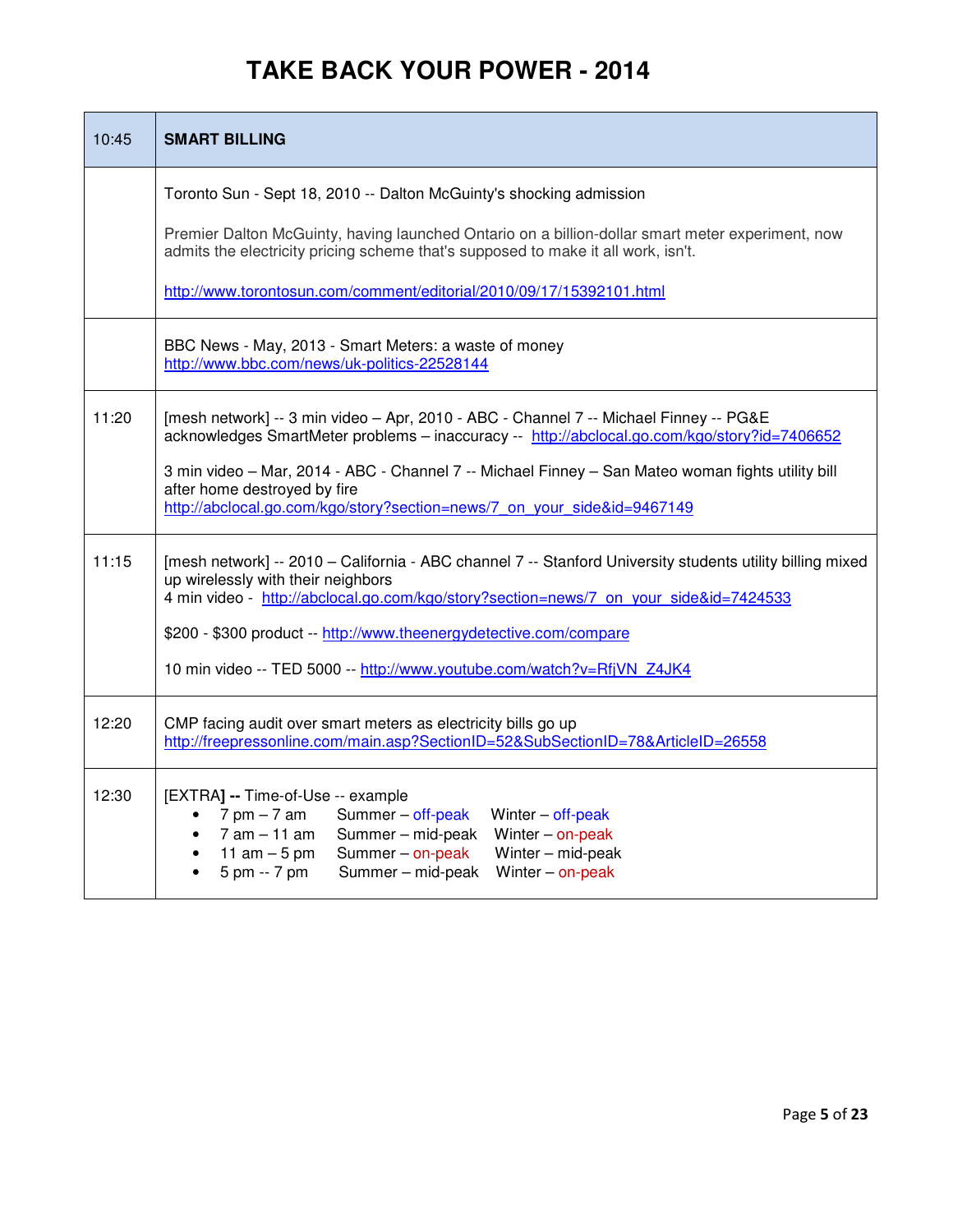# TAKE BACK YOUR POWER - 2014

| 10:45 | **SMART BILLING** |
|---|---|
| | Toronto Sun - Sept 18, 2010 -- Dalton McGuinty's shocking admission<br><br>Premier Dalton McGuinty, having launched Ontario on a billion-dollar smart meter experiment, now admits the electricity pricing scheme that's supposed to make it all work, isn't.<br><br>http://www.torontosun.com/comment/editorial/2010/09/17/15392101.html |
| | BBC News - May, 2013 - Smart Meters: a waste of money<br>http://www.bbc.com/news/uk-politics-22528144 |
| 11:20 | [mesh network] -- 3 min video – Apr, 2010 - ABC - Channel 7 -- Michael Finney -- PG&E acknowledges SmartMeter problems – inaccuracy -- http://abclocal.go.com/kgo/story?id=7406652<br><br>3 min video – Mar, 2014 - ABC - Channel 7 -- Michael Finney – San Mateo woman fights utility bill after home destroyed by fire<br>http://abclocal.go.com/kgo/story?section=news/7_on_your_side&id=9467149 |
| 11:15 | [mesh network] -- 2010 – California - ABC channel 7 -- Stanford University students utility billing mixed up wirelessly with their neighbors<br>4 min video - http://abclocal.go.com/kgo/story?section=news/7_on_your_side&id=7424533<br><br>$200 - $300 product -- http://www.theenergydetective.com/compare<br><br>10 min video -- TED 5000 -- http://www.youtube.com/watch?v=RfjVN_Z4JK4 |
| 12:20 | CMP facing audit over smart meters as electricity bills go up<br>http://freepressonline.com/main.asp?SectionID=52&SubSectionID=78&ArticleID=26558 |
| 12:30 | [EXTRA**] --** Time-of-Use -- example<br>• 7 pm – 7 am Summer – off-peak Winter – off-peak<br>• 7 am – 11 am Summer – mid-peak Winter – on-peak<br>• 11 am – 5 pm Summer – on-peak Winter – mid-peak<br>• 5 pm -- 7 pm Summer – mid-peak Winter – on-peak |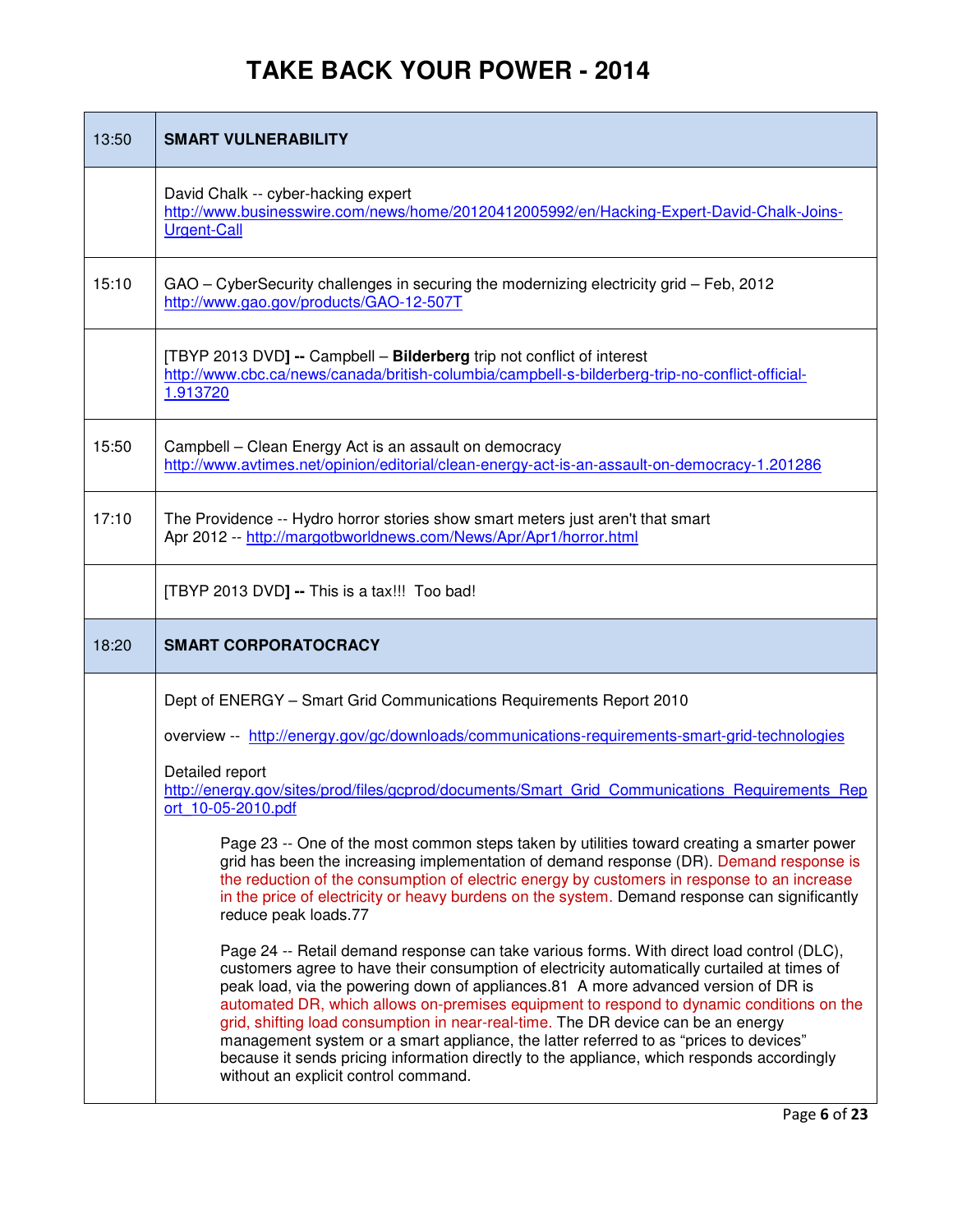# TAKE BACK YOUR POWER - 2014

| | |
|---|---|
| 13:50 | **SMART VULNERABILITY** |
| | David Chalk -- cyber-hacking expert<br>http://www.businesswire.com/news/home/20120412005992/en/Hacking-Expert-David-Chalk-Joins-Urgent-Call |
| 15:10 | GAO – CyberSecurity challenges in securing the modernizing electricity grid – Feb, 2012<br>http://www.gao.gov/products/GAO-12-507T |
| | [TBYP 2013 DVD**] --** Campbell – **Bilderberg** trip not conflict of interest<br>http://www.cbc.ca/news/canada/british-columbia/campbell-s-bilderberg-trip-no-conflict-official-1.913720 |
| 15:50 | Campbell – Clean Energy Act is an assault on democracy<br>http://www.avtimes.net/opinion/editorial/clean-energy-act-is-an-assault-on-democracy-1.201286 |
| 17:10 | The Providence -- Hydro horror stories show smart meters just aren't that smart<br>Apr 2012 -- http://margotbworldnews.com/News/Apr/Apr1/horror.html |
| | [TBYP 2013 DVD**] --** This is a tax!!! Too bad! |
| 18:20 | **SMART CORPORATOCRACY** |
| | Dept of ENERGY – Smart Grid Communications Requirements Report 2010<br><br>overview -- http://energy.gov/gc/downloads/communications-requirements-smart-grid-technologies<br><br>Detailed report<br>http://energy.gov/sites/prod/files/gcprod/documents/Smart_Grid_Communications_Requirements_Report_10-05-2010.pdf<br><br>Page 23 -- One of the most common steps taken by utilities toward creating a smarter power grid has been the increasing implementation of demand response (DR). Demand response is the reduction of the consumption of electric energy by customers in response to an increase in the price of electricity or heavy burdens on the system. Demand response can significantly reduce peak loads.77<br><br>Page 24 -- Retail demand response can take various forms. With direct load control (DLC), customers agree to have their consumption of electricity automatically curtailed at times of peak load, via the powering down of appliances.81 A more advanced version of DR is automated DR, which allows on-premises equipment to respond to dynamic conditions on the grid, shifting load consumption in near-real-time. The DR device can be an energy management system or a smart appliance, the latter referred to as "prices to devices" because it sends pricing information directly to the appliance, which responds accordingly without an explicit control command. |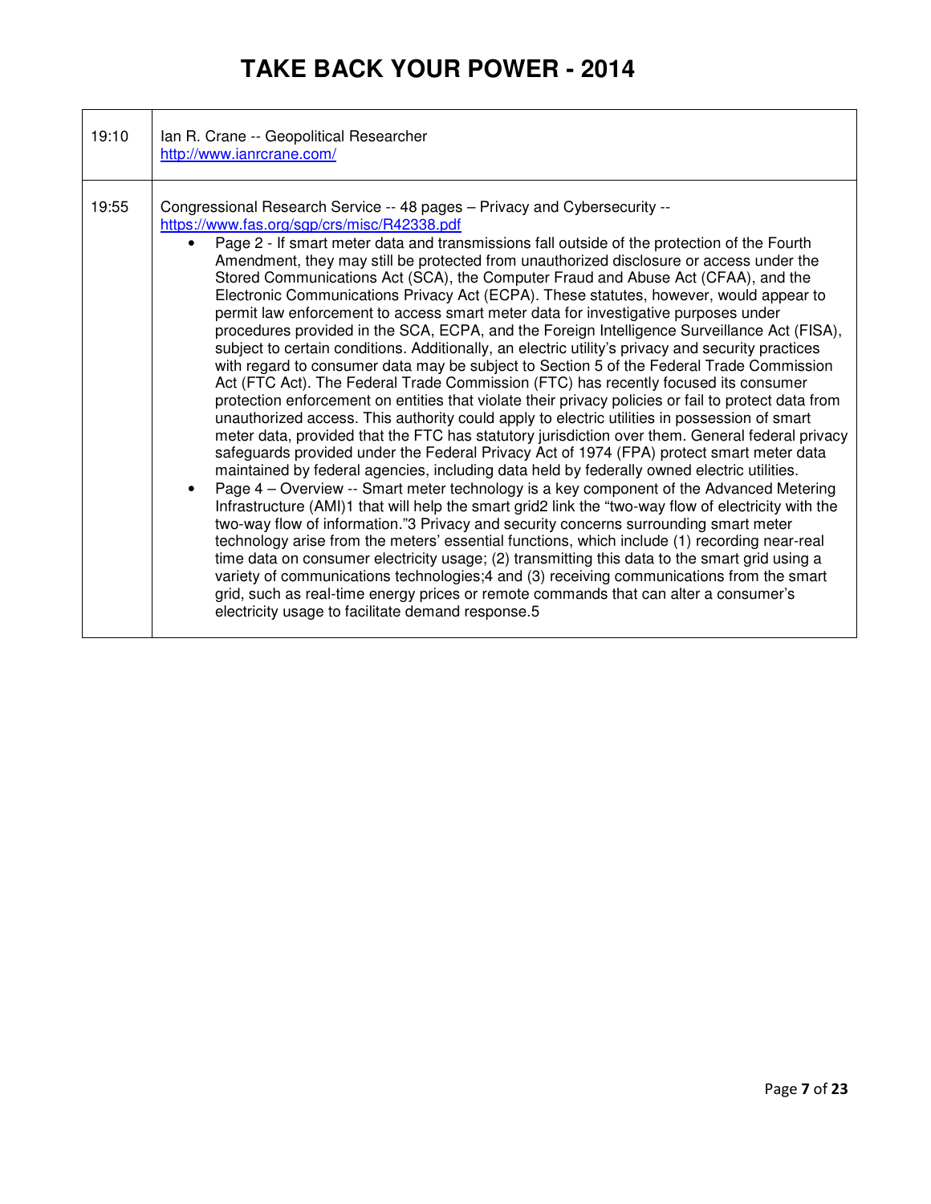# TAKE BACK YOUR POWER - 2014

| | |
|---|---|
| 19:10 | Ian R. Crane -- Geopolitical Researcher<br>http://www.ianrcrane.com/ |
| 19:55 | Congressional Research Service -- 48 pages – Privacy and Cybersecurity -- https://www.fas.org/sgp/crs/misc/R42338.pdf<br>• Page 2 - If smart meter data and transmissions fall outside of the protection of the Fourth Amendment, they may still be protected from unauthorized disclosure or access under the Stored Communications Act (SCA), the Computer Fraud and Abuse Act (CFAA), and the Electronic Communications Privacy Act (ECPA). These statutes, however, would appear to permit law enforcement to access smart meter data for investigative purposes under procedures provided in the SCA, ECPA, and the Foreign Intelligence Surveillance Act (FISA), subject to certain conditions. Additionally, an electric utility's privacy and security practices with regard to consumer data may be subject to Section 5 of the Federal Trade Commission Act (FTC Act). The Federal Trade Commission (FTC) has recently focused its consumer protection enforcement on entities that violate their privacy policies or fail to protect data from unauthorized access. This authority could apply to electric utilities in possession of smart meter data, provided that the FTC has statutory jurisdiction over them. General federal privacy safeguards provided under the Federal Privacy Act of 1974 (FPA) protect smart meter data maintained by federal agencies, including data held by federally owned electric utilities.<br>• Page 4 – Overview -- Smart meter technology is a key component of the Advanced Metering Infrastructure (AMI)1 that will help the smart grid2 link the "two-way flow of electricity with the two-way flow of information."3 Privacy and security concerns surrounding smart meter technology arise from the meters' essential functions, which include (1) recording near-real time data on consumer electricity usage; (2) transmitting this data to the smart grid using a variety of communications technologies;4 and (3) receiving communications from the smart grid, such as real-time energy prices or remote commands that can alter a consumer's electricity usage to facilitate demand response.5 |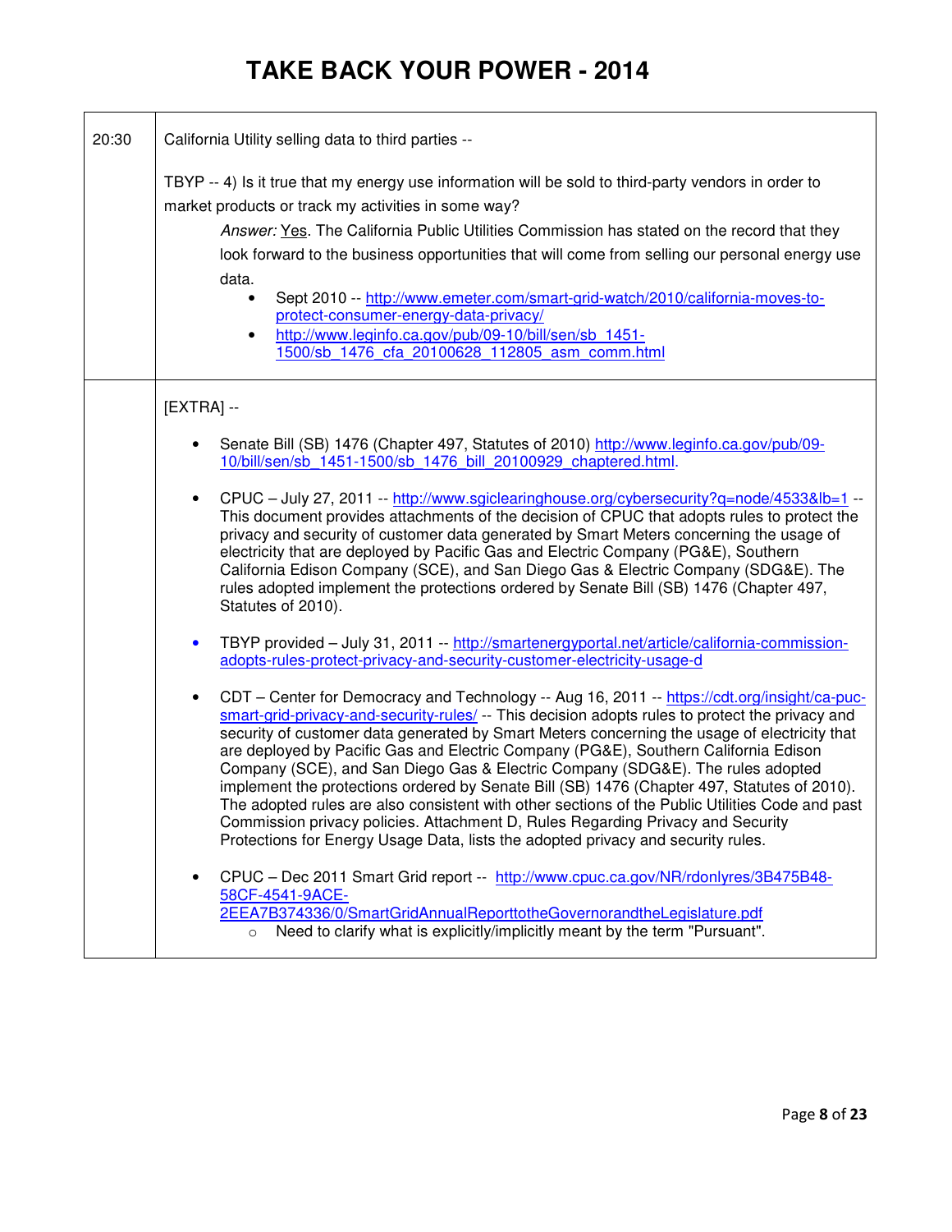# TAKE BACK YOUR POWER - 2014

| | |
|---|---|
| 20:30 | California Utility selling data to third parties --<br><br>TBYP -- 4) Is it true that my energy use information will be sold to third-party vendors in order to market products or track my activities in some way?<br><br>*Answer:* Yes. The California Public Utilities Commission has stated on the record that they look forward to the business opportunities that will come from selling our personal energy use data.<br><br>• Sept 2010 -- http://www.emeter.com/smart-grid-watch/2010/california-moves-to-protect-consumer-energy-data-privacy/<br>• http://www.leginfo.ca.gov/pub/09-10/bill/sen/sb_1451-1500/sb_1476_cfa_20100628_112805_asm_comm.html |
| | [EXTRA] --<br><br>• Senate Bill (SB) 1476 (Chapter 497, Statutes of 2010) http://www.leginfo.ca.gov/pub/09-10/bill/sen/sb_1451-1500/sb_1476_bill_20100929_chaptered.html.<br><br>• CPUC – July 27, 2011 -- http://www.sgiclearinghouse.org/cybersecurity?q=node/4533&lb=1 -- This document provides attachments of the decision of CPUC that adopts rules to protect the privacy and security of customer data generated by Smart Meters concerning the usage of electricity that are deployed by Pacific Gas and Electric Company (PG&E), Southern California Edison Company (SCE), and San Diego Gas & Electric Company (SDG&E). The rules adopted implement the protections ordered by Senate Bill (SB) 1476 (Chapter 497, Statutes of 2010).<br><br>• TBYP provided – July 31, 2011 -- http://smartenergyportal.net/article/california-commission-adopts-rules-protect-privacy-and-security-customer-electricity-usage-d<br><br>• CDT – Center for Democracy and Technology -- Aug 16, 2011 -- https://cdt.org/insight/ca-puc-smart-grid-privacy-and-security-rules/ -- This decision adopts rules to protect the privacy and security of customer data generated by Smart Meters concerning the usage of electricity that are deployed by Pacific Gas and Electric Company (PG&E), Southern California Edison Company (SCE), and San Diego Gas & Electric Company (SDG&E). The rules adopted implement the protections ordered by Senate Bill (SB) 1476 (Chapter 497, Statutes of 2010). The adopted rules are also consistent with other sections of the Public Utilities Code and past Commission privacy policies. Attachment D, Rules Regarding Privacy and Security Protections for Energy Usage Data, lists the adopted privacy and security rules.<br><br>• CPUC – Dec 2011 Smart Grid report -- http://www.cpuc.ca.gov/NR/rdonlyres/3B475B48-58CF-4541-9ACE-2EEA7B374336/0/SmartGridAnnualReporttotheGovernorandtheLegislature.pdf<br>  ○ Need to clarify what is explicitly/implicitly meant by the term "Pursuant". |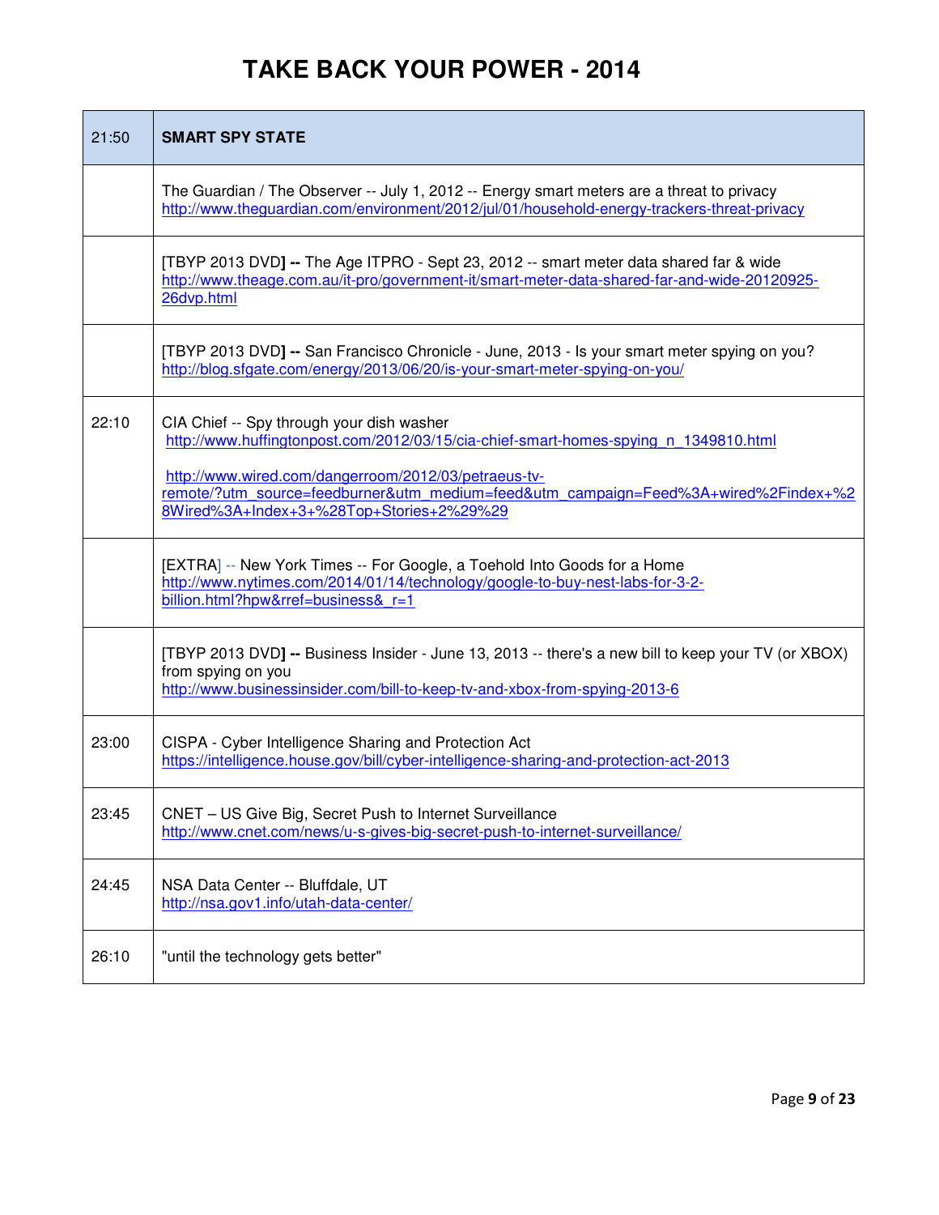# TAKE BACK YOUR POWER - 2014

| 21:50 | **SMART SPY STATE** |
|---|---|
| | The Guardian / The Observer -- July 1, 2012 -- Energy smart meters are a threat to privacy http://www.theguardian.com/environment/2012/jul/01/household-energy-trackers-threat-privacy |
| | [TBYP 2013 DVD**] --** The Age ITPRO - Sept 23, 2012 -- smart meter data shared far & wide http://www.theage.com.au/it-pro/government-it/smart-meter-data-shared-far-and-wide-20120925-26dvp.html |
| | [TBYP 2013 DVD**] --** San Francisco Chronicle - June, 2013 - Is your smart meter spying on you? http://blog.sfgate.com/energy/2013/06/20/is-your-smart-meter-spying-on-you/ |
| 22:10 | CIA Chief -- Spy through your dish washer http://www.huffingtonpost.com/2012/03/15/cia-chief-smart-homes-spying_n_1349810.html<br><br>http://www.wired.com/dangerroom/2012/03/petraeus-tv-remote/?utm_source=feedburner&utm_medium=feed&utm_campaign=Feed%3A+wired%2Findex+%28Wired%3A+Index+3+%28Top+Stories+2%29%29 |
| | [EXTRA] -- New York Times -- For Google, a Toehold Into Goods for a Home http://www.nytimes.com/2014/01/14/technology/google-to-buy-nest-labs-for-3-2-billion.html?hpw&rref=business&_r=1 |
| | [TBYP 2013 DVD**] --** Business Insider - June 13, 2013 -- there's a new bill to keep your TV (or XBOX) from spying on you http://www.businessinsider.com/bill-to-keep-tv-and-xbox-from-spying-2013-6 |
| 23:00 | CISPA - Cyber Intelligence Sharing and Protection Act https://intelligence.house.gov/bill/cyber-intelligence-sharing-and-protection-act-2013 |
| 23:45 | CNET – US Give Big, Secret Push to Internet Surveillance http://www.cnet.com/news/u-s-gives-big-secret-push-to-internet-surveillance/ |
| 24:45 | NSA Data Center -- Bluffdale, UT http://nsa.gov1.info/utah-data-center/ |
| 26:10 | "until the technology gets better" |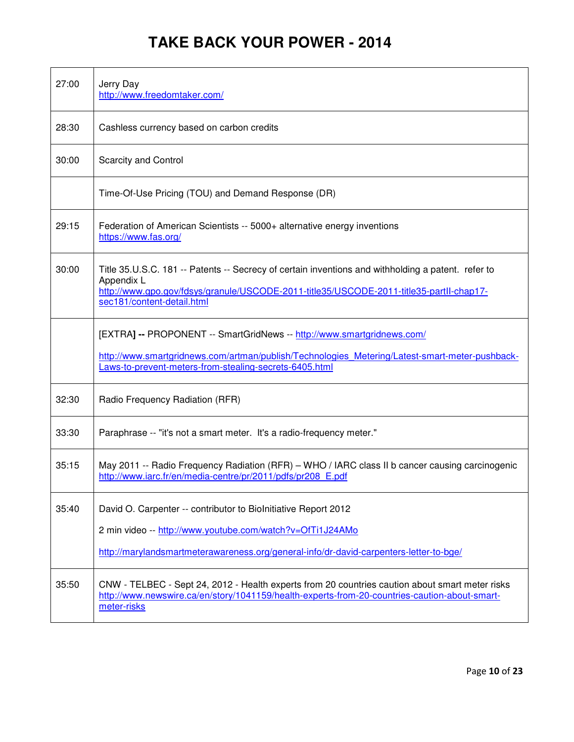# TAKE BACK YOUR POWER - 2014

| | |
|---|---|
| 27:00 | Jerry Day<br>http://www.freedomtaker.com/ |
| 28:30 | Cashless currency based on carbon credits |
| 30:00 | Scarcity and Control |
| | Time-Of-Use Pricing (TOU) and Demand Response (DR) |
| 29:15 | Federation of American Scientists -- 5000+ alternative energy inventions<br>https://www.fas.org/ |
| 30:00 | Title 35.U.S.C. 181 -- Patents -- Secrecy of certain inventions and withholding a patent. refer to Appendix L<br>http://www.gpo.gov/fdsys/granule/USCODE-2011-title35/USCODE-2011-title35-partII-chap17-sec181/content-detail.html |
| | [EXTRA] -- PROPONENT -- SmartGridNews -- http://www.smartgridnews.com/<br><br>http://www.smartgridnews.com/artman/publish/Technologies_Metering/Latest-smart-meter-pushback-Laws-to-prevent-meters-from-stealing-secrets-6405.html |
| 32:30 | Radio Frequency Radiation (RFR) |
| 33:30 | Paraphrase -- "it's not a smart meter. It's a radio-frequency meter." |
| 35:15 | May 2011 -- Radio Frequency Radiation (RFR) – WHO / IARC class II b cancer causing carcinogenic<br>http://www.iarc.fr/en/media-centre/pr/2011/pdfs/pr208_E.pdf |
| 35:40 | David O. Carpenter -- contributor to BioInitiative Report 2012<br><br>2 min video -- http://www.youtube.com/watch?v=OfTi1J24AMo<br><br>http://marylandsmartmeterawareness.org/general-info/dr-david-carpenters-letter-to-bge/ |
| 35:50 | CNW - TELBEC - Sept 24, 2012 - Health experts from 20 countries caution about smart meter risks<br>http://www.newswire.ca/en/story/1041159/health-experts-from-20-countries-caution-about-smart-meter-risks |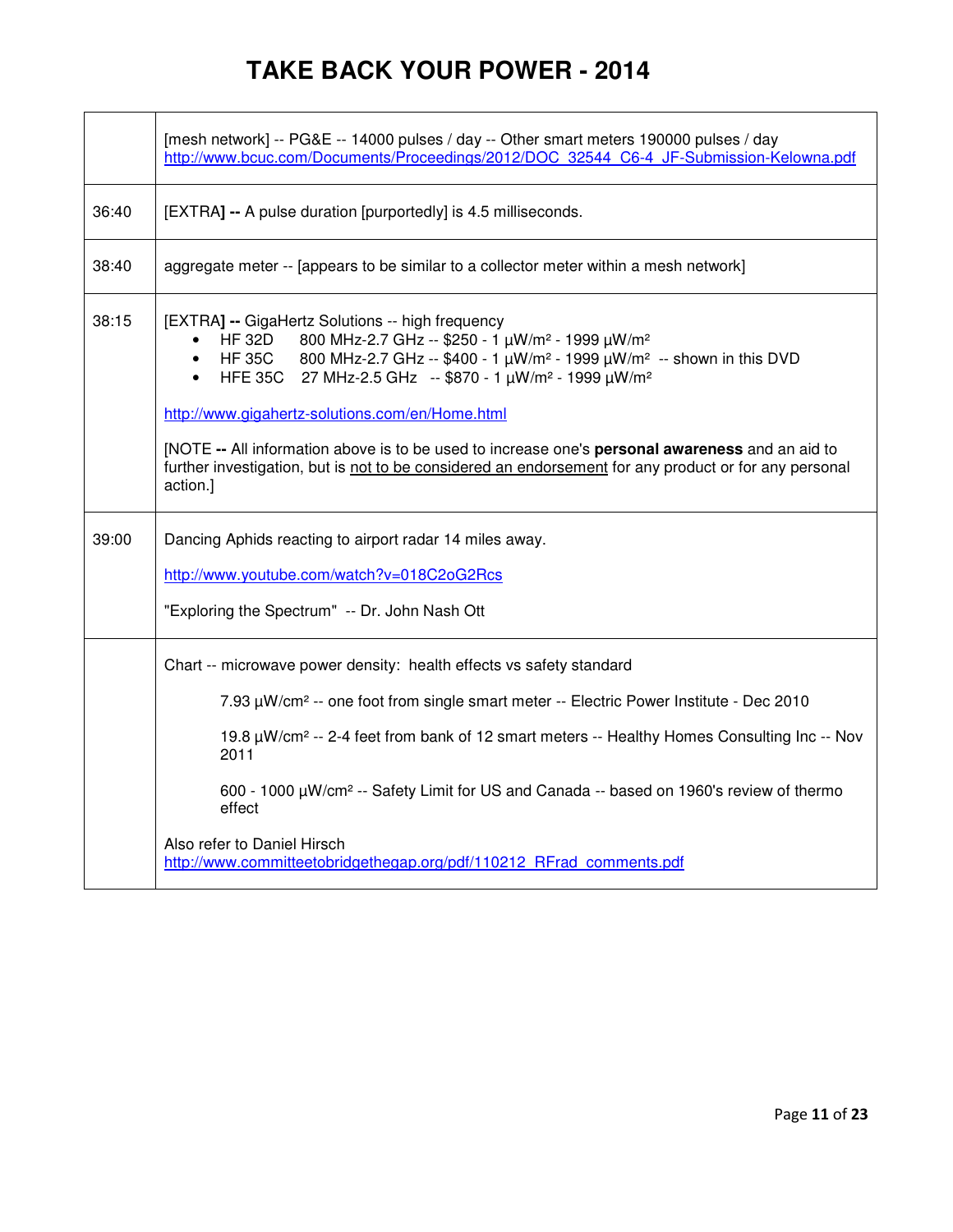# TAKE BACK YOUR POWER - 2014

| | |
|---|---|
| | [mesh network] -- PG&E -- 14000 pulses / day -- Other smart meters 190000 pulses / day http://www.bcuc.com/Documents/Proceedings/2012/DOC_32544_C6-4_JF-Submission-Kelowna.pdf |
| 36:40 | [EXTRA] -- A pulse duration [purportedly] is 4.5 milliseconds. |
| 38:40 | aggregate meter -- [appears to be similar to a collector meter within a mesh network] |
| 38:15 | [EXTRA] -- GigaHertz Solutions -- high frequency<br>• HF 32D 800 MHz-2.7 GHz -- $250 - 1 µW/m² - 1999 µW/m²<br>• HF 35C 800 MHz-2.7 GHz -- $400 - 1 µW/m² - 1999 µW/m² -- shown in this DVD<br>• HFE 35C 27 MHz-2.5 GHz -- $870 - 1 µW/m² - 1999 µW/m²<br><br>http://www.gigahertz-solutions.com/en/Home.html<br><br>[NOTE -- All information above is to be used to increase one's **personal awareness** and an aid to further investigation, but is <u>not to be considered an endorsement</u> for any product or for any personal action.] |
| 39:00 | Dancing Aphids reacting to airport radar 14 miles away.<br><br>http://www.youtube.com/watch?v=018C2oG2Rcs<br><br>"Exploring the Spectrum" -- Dr. John Nash Ott |
| | Chart -- microwave power density: health effects vs safety standard<br><br>7.93 µW/cm² -- one foot from single smart meter -- Electric Power Institute - Dec 2010<br><br>19.8 µW/cm² -- 2-4 feet from bank of 12 smart meters -- Healthy Homes Consulting Inc -- Nov 2011<br><br>600 - 1000 µW/cm² -- Safety Limit for US and Canada -- based on 1960's review of thermo effect<br><br>Also refer to Daniel Hirsch<br>http://www.committeetobridgethegap.org/pdf/110212_RFrad_comments.pdf |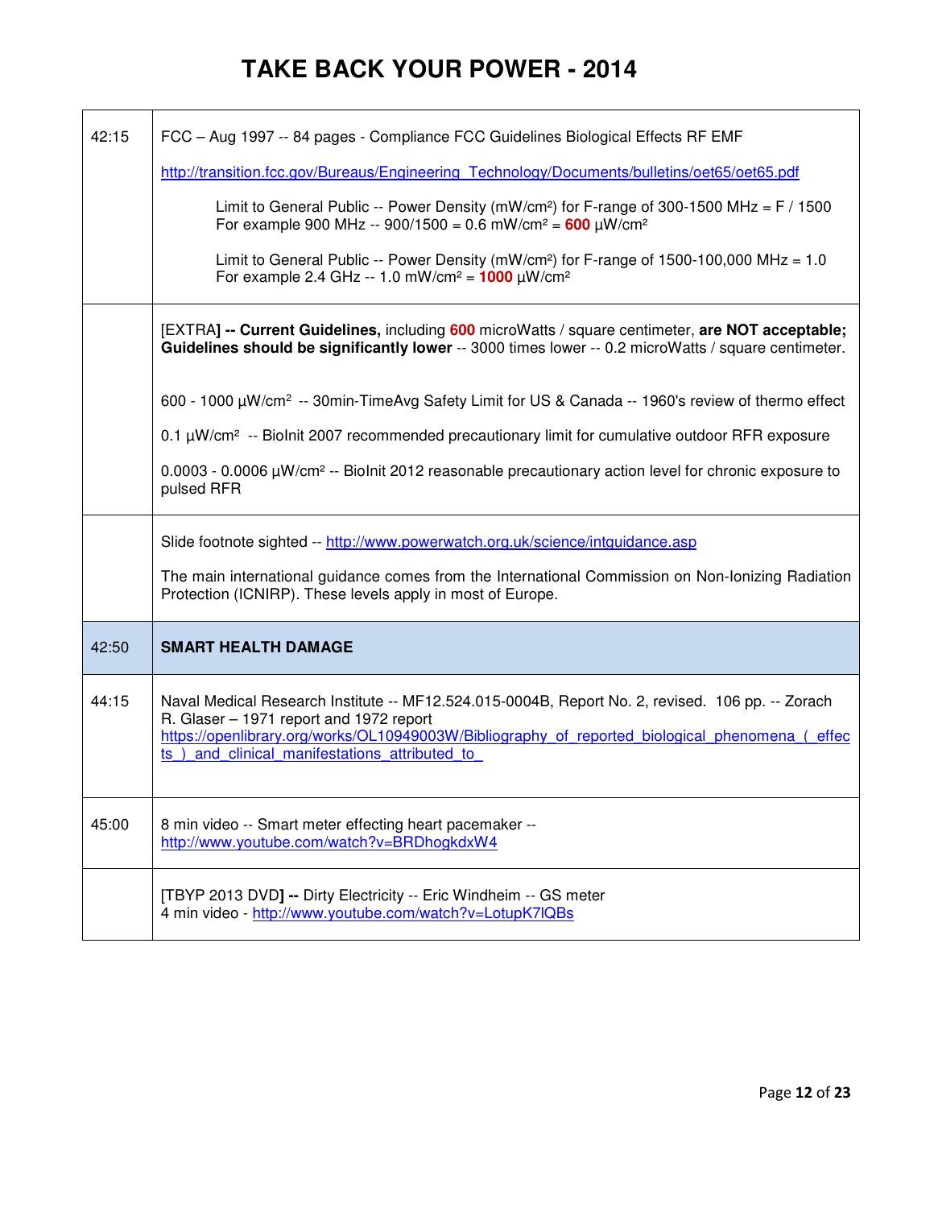# TAKE BACK YOUR POWER - 2014

| | |
|---|---|
| 42:15 | FCC – Aug 1997 -- 84 pages - Compliance FCC Guidelines Biological Effects RF EMF<br><br>http://transition.fcc.gov/Bureaus/Engineering_Technology/Documents/bulletins/oet65/oet65.pdf<br><br>Limit to General Public -- Power Density (mW/cm²) for F-range of 300-1500 MHz = F / 1500<br>For example 900 MHz -- 900/1500 = 0.6 mW/cm² = **600** µW/cm²<br><br>Limit to General Public -- Power Density (mW/cm²) for F-range of 1500-100,000 MHz = 1.0<br>For example 2.4 GHz -- 1.0 mW/cm² = **1000** µW/cm² |
| | [EXTRA**] -- Current Guidelines,** including **600** microWatts / square centimeter, **are NOT acceptable; Guidelines should be significantly lower** -- 3000 times lower -- 0.2 microWatts / square centimeter.<br><br>600 - 1000 µW/cm² -- 30min-TimeAvg Safety Limit for US & Canada -- 1960's review of thermo effect<br><br>0.1 µW/cm² -- BioInit 2007 recommended precautionary limit for cumulative outdoor RFR exposure<br><br>0.0003 - 0.0006 µW/cm² -- BioInit 2012 reasonable precautionary action level for chronic exposure to pulsed RFR |
| | Slide footnote sighted -- http://www.powerwatch.org.uk/science/intguidance.asp<br><br>The main international guidance comes from the International Commission on Non-Ionizing Radiation Protection (ICNIRP). These levels apply in most of Europe. |
| 42:50 | **SMART HEALTH DAMAGE** |
| 44:15 | Naval Medical Research Institute -- MF12.524.015-0004B, Report No. 2, revised. 106 pp. -- Zorach R. Glaser – 1971 report and 1972 report<br>https://openlibrary.org/works/OL10949003W/Bibliography_of_reported_biological_phenomena_(_effects_)_and_clinical_manifestations_attributed_to_ |
| 45:00 | 8 min video -- Smart meter effecting heart pacemaker -- http://www.youtube.com/watch?v=BRDhogkdxW4 |
| | [TBYP 2013 DVD**] --** Dirty Electricity -- Eric Windheim -- GS meter<br>4 min video - http://www.youtube.com/watch?v=LotupK7lQBs |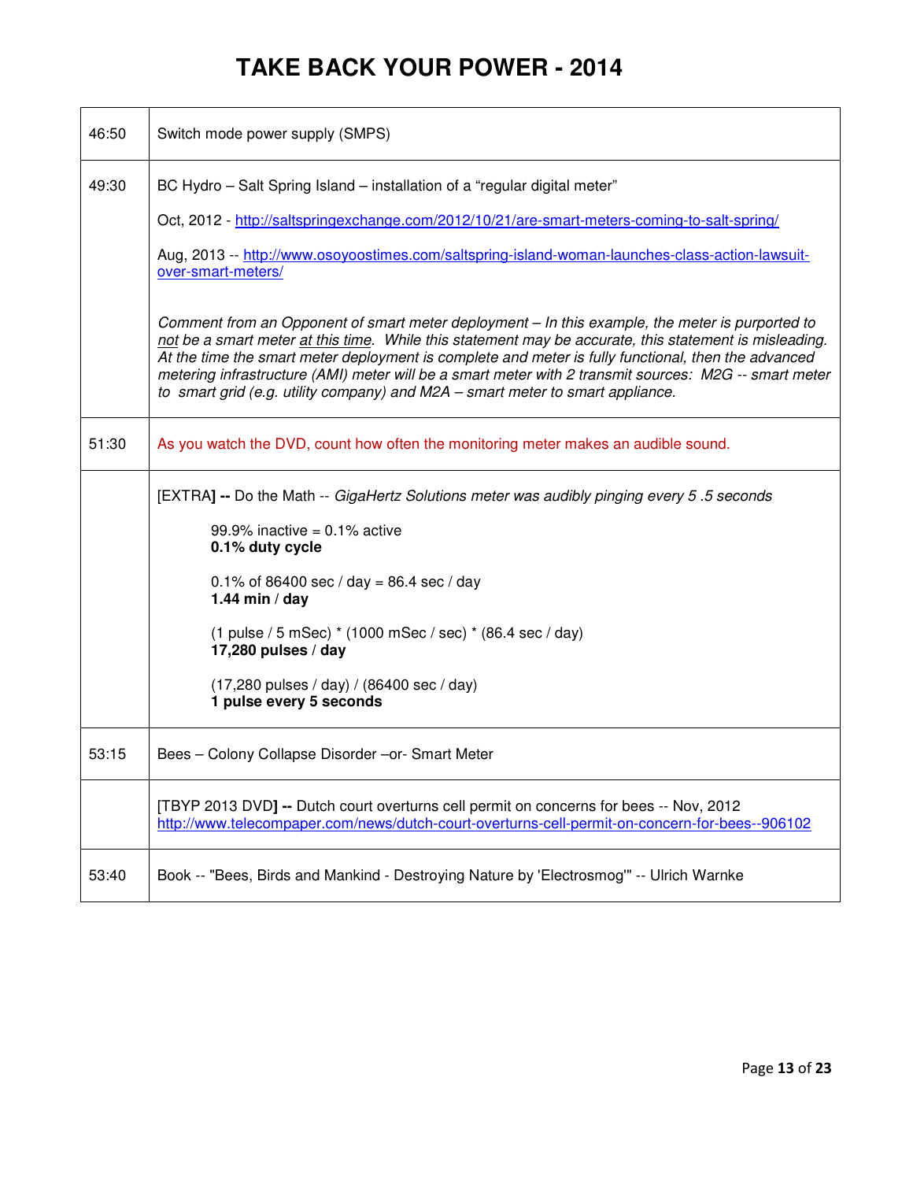# TAKE BACK YOUR POWER - 2014

| | |
|---|---|
| 46:50 | Switch mode power supply (SMPS) |
| 49:30 | BC Hydro – Salt Spring Island – installation of a "regular digital meter"<br><br>Oct, 2012 - http://saltspringexchange.com/2012/10/21/are-smart-meters-coming-to-salt-spring/<br><br>Aug, 2013 -- http://www.osoyoostimes.com/saltspring-island-woman-launches-class-action-lawsuit-over-smart-meters/<br><br>*Comment from an Opponent of smart meter deployment – In this example, the meter is purported to not be a smart meter at this time. While this statement may be accurate, this statement is misleading. At the time the smart meter deployment is complete and meter is fully functional, then the advanced metering infrastructure (AMI) meter will be a smart meter with 2 transmit sources: M2G -- smart meter to smart grid (e.g. utility company) and M2A – smart meter to smart appliance.* |
| 51:30 | As you watch the DVD, count how often the monitoring meter makes an audible sound. |
| | [EXTRA**] --** Do the Math -- *GigaHertz Solutions meter was audibly pinging every 5 .5 seconds*<br><br>99.9% inactive = 0.1% active<br>**0.1% duty cycle**<br><br>0.1% of 86400 sec / day = 86.4 sec / day<br>**1.44 min / day**<br><br>(1 pulse / 5 mSec) * (1000 mSec / sec) * (86.4 sec / day)<br>**17,280 pulses / day**<br><br>(17,280 pulses / day) / (86400 sec / day)<br>**1 pulse every 5 seconds** |
| 53:15 | Bees – Colony Collapse Disorder –or- Smart Meter |
| | [TBYP 2013 DVD**] --** Dutch court overturns cell permit on concerns for bees -- Nov, 2012<br>http://www.telecompaper.com/news/dutch-court-overturns-cell-permit-on-concern-for-bees--906102 |
| 53:40 | Book -- "Bees, Birds and Mankind - Destroying Nature by 'Electrosmog'" -- Ulrich Warnke |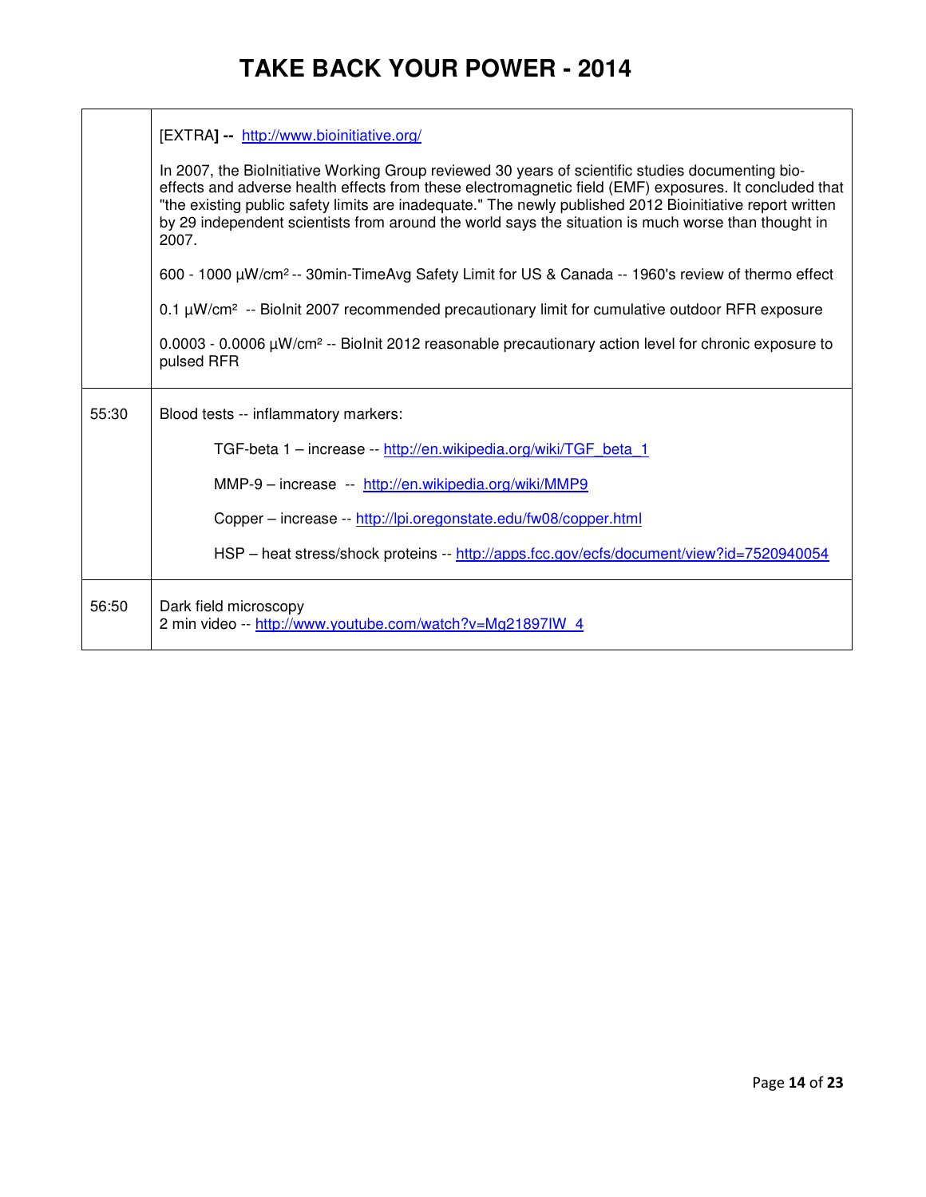| | |
|---|---|
| | [EXTRA] -- http://www.bioinitiative.org/<br><br>In 2007, the BioInitiative Working Group reviewed 30 years of scientific studies documenting bio-effects and adverse health effects from these electromagnetic field (EMF) exposures. It concluded that "the existing public safety limits are inadequate." The newly published 2012 Bioinitiative report written by 29 independent scientists from around the world says the situation is much worse than thought in 2007.<br><br>600 - 1000 µW/cm² -- 30min-TimeAvg Safety Limit for US & Canada -- 1960's review of thermo effect<br><br>0.1 µW/cm² -- BioInit 2007 recommended precautionary limit for cumulative outdoor RFR exposure<br><br>0.0003 - 0.0006 µW/cm² -- BioInit 2012 reasonable precautionary action level for chronic exposure to pulsed RFR |
| 55:30 | Blood tests -- inflammatory markers:<br><br>TGF-beta 1 – increase -- http://en.wikipedia.org/wiki/TGF_beta_1<br><br>MMP-9 – increase -- http://en.wikipedia.org/wiki/MMP9<br><br>Copper – increase -- http://lpi.oregonstate.edu/fw08/copper.html<br><br>HSP – heat stress/shock proteins -- http://apps.fcc.gov/ecfs/document/view?id=7520940054 |
| 56:50 | Dark field microscopy<br>2 min video -- http://www.youtube.com/watch?v=Mg21897IW_4 |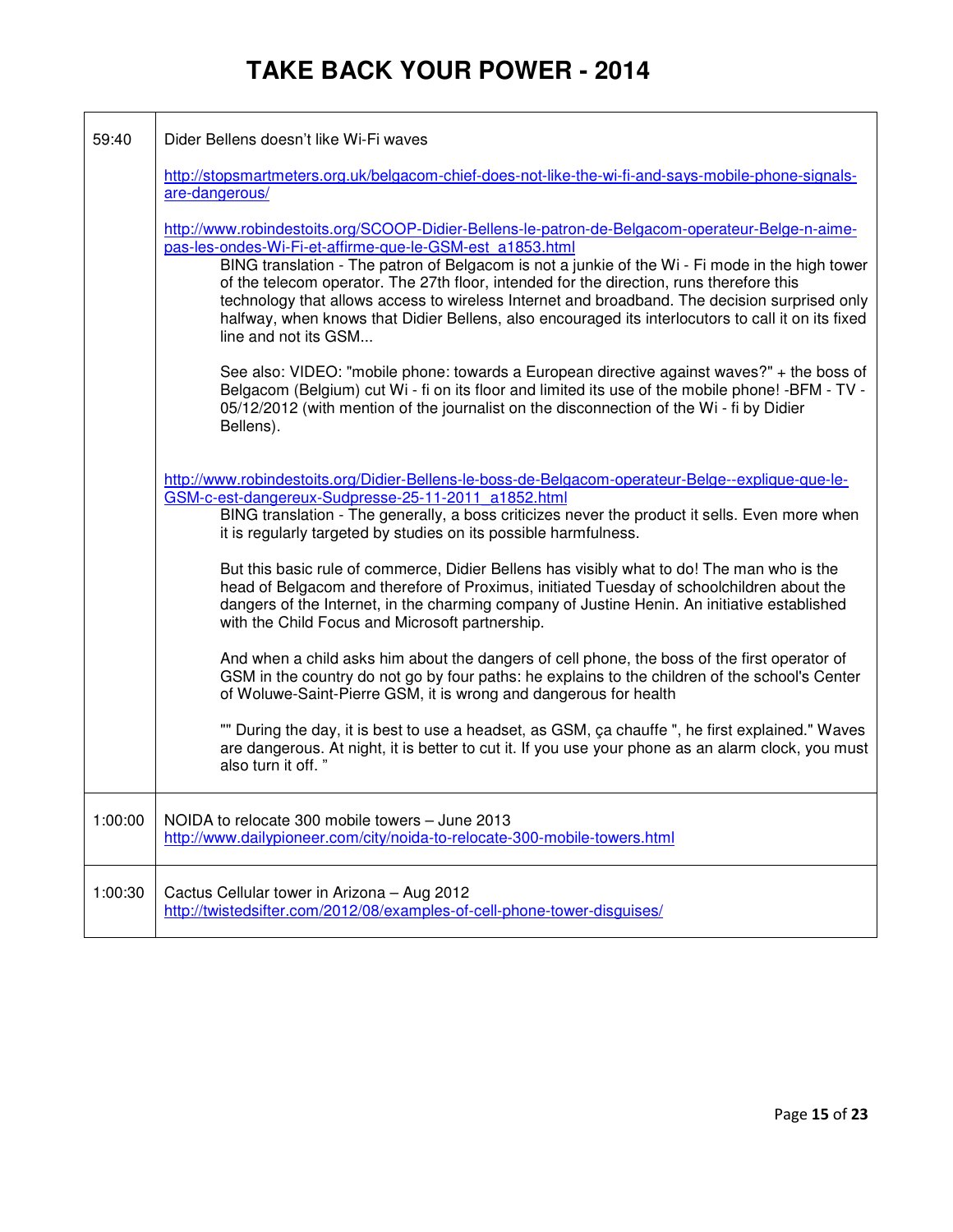# TAKE BACK YOUR POWER - 2014

| | |
|---|---|
| 59:40 | Dider Bellens doesn't like Wi-Fi waves<br><br>http://stopsmartmeters.org.uk/belgacom-chief-does-not-like-the-wi-fi-and-says-mobile-phone-signals-are-dangerous/<br><br>http://www.robindestoits.org/SCOOP-Didier-Bellens-le-patron-de-Belgacom-operateur-Belge-n-aime-pas-les-ondes-Wi-Fi-et-affirme-que-le-GSM-est_a1853.html<br>BING translation - The patron of Belgacom is not a junkie of the Wi - Fi mode in the high tower of the telecom operator. The 27th floor, intended for the direction, runs therefore this technology that allows access to wireless Internet and broadband. The decision surprised only halfway, when knows that Didier Bellens, also encouraged its interlocutors to call it on its fixed line and not its GSM...<br><br>See also: VIDEO: "mobile phone: towards a European directive against waves?" + the boss of Belgacom (Belgium) cut Wi - fi on its floor and limited its use of the mobile phone! -BFM - TV - 05/12/2012 (with mention of the journalist on the disconnection of the Wi - fi by Didier Bellens).<br><br>http://www.robindestoits.org/Didier-Bellens-le-boss-de-Belgacom-operateur-Belge--explique-que-le-GSM-c-est-dangereux-Sudpresse-25-11-2011_a1852.html<br>BING translation - The generally, a boss criticizes never the product it sells. Even more when it is regularly targeted by studies on its possible harmfulness.<br><br>But this basic rule of commerce, Didier Bellens has visibly what to do! The man who is the head of Belgacom and therefore of Proximus, initiated Tuesday of schoolchildren about the dangers of the Internet, in the charming company of Justine Henin. An initiative established with the Child Focus and Microsoft partnership.<br><br>And when a child asks him about the dangers of cell phone, the boss of the first operator of GSM in the country do not go by four paths: he explains to the children of the school's Center of Woluwe-Saint-Pierre GSM, it is wrong and dangerous for health<br><br>"" During the day, it is best to use a headset, as GSM, ça chauffe ", he first explained." Waves are dangerous. At night, it is better to cut it. If you use your phone as an alarm clock, you must also turn it off. " |
| 1:00:00 | NOIDA to relocate 300 mobile towers – June 2013<br>http://www.dailypioneer.com/city/noida-to-relocate-300-mobile-towers.html |
| 1:00:30 | Cactus Cellular tower in Arizona – Aug 2012<br>http://twistedsifter.com/2012/08/examples-of-cell-phone-tower-disguises/ |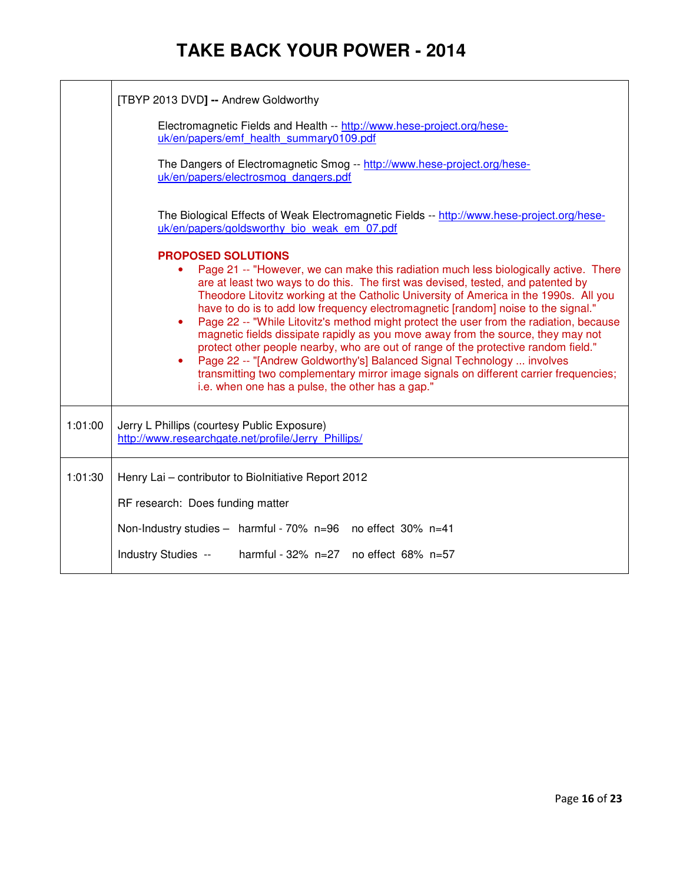# TAKE BACK YOUR POWER - 2014

| | |
|---|---|
| | [TBYP 2013 DVD] -- Andrew Goldworthy<br><br>Electromagnetic Fields and Health -- http://www.hese-project.org/hese-uk/en/papers/emf_health_summary0109.pdf<br><br>The Dangers of Electromagnetic Smog -- http://www.hese-project.org/hese-uk/en/papers/electrosmog_dangers.pdf<br><br>The Biological Effects of Weak Electromagnetic Fields -- http://www.hese-project.org/hese-uk/en/papers/goldsworthy_bio_weak_em_07.pdf<br><br>**PROPOSED SOLUTIONS**<br>• Page 21 -- "However, we can make this radiation much less biologically active. There are at least two ways to do this. The first was devised, tested, and patented by Theodore Litovitz working at the Catholic University of America in the 1990s. All you have to do is to add low frequency electromagnetic [random] noise to the signal."<br>• Page 22 -- "While Litovitz's method might protect the user from the radiation, because magnetic fields dissipate rapidly as you move away from the source, they may not protect other people nearby, who are out of range of the protective random field."<br>• Page 22 -- "[Andrew Goldworthy's] Balanced Signal Technology ... involves transmitting two complementary mirror image signals on different carrier frequencies; i.e. when one has a pulse, the other has a gap." |
| 1:01:00 | Jerry L Phillips (courtesy Public Exposure)<br>http://www.researchgate.net/profile/Jerry_Phillips/ |
| 1:01:30 | Henry Lai – contributor to BioInitiative Report 2012<br><br>RF research: Does funding matter<br><br>Non-Industry studies – harmful - 70% n=96 no effect 30% n=41<br><br>Industry Studies -- harmful - 32% n=27 no effect 68% n=57 |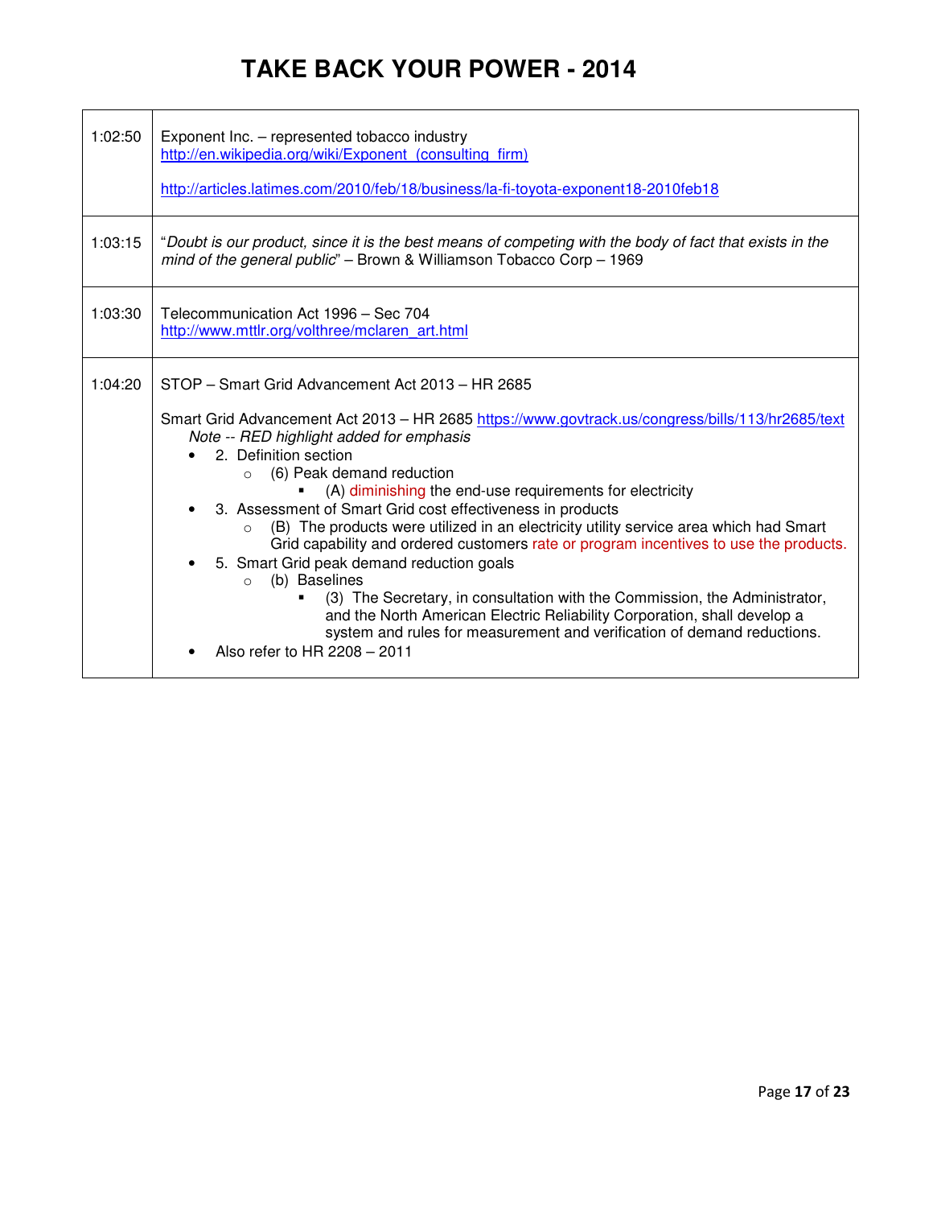# TAKE BACK YOUR POWER - 2014

| | |
|---|---|
| 1:02:50 | Exponent Inc. – represented tobacco industry<br>http://en.wikipedia.org/wiki/Exponent_(consulting_firm)<br><br>http://articles.latimes.com/2010/feb/18/business/la-fi-toyota-exponent18-2010feb18 |
| 1:03:15 | "*Doubt is our product, since it is the best means of competing with the body of fact that exists in the mind of the general public*" – Brown & Williamson Tobacco Corp – 1969 |
| 1:03:30 | Telecommunication Act 1996 – Sec 704<br>http://www.mttlr.org/volthree/mclaren_art.html |
| 1:04:20 | STOP – Smart Grid Advancement Act 2013 – HR 2685<br><br>Smart Grid Advancement Act 2013 – HR 2685 https://www.govtrack.us/congress/bills/113/hr2685/text<br>*Note -- RED highlight added for emphasis*<br>• 2. Definition section<br>  ○ (6) Peak demand reduction<br>    ▪ (A) diminishing the end-use requirements for electricity<br>• 3. Assessment of Smart Grid cost effectiveness in products<br>  ○ (B) The products were utilized in an electricity utility service area which had Smart Grid capability and ordered customers rate or program incentives to use the products.<br>• 5. Smart Grid peak demand reduction goals<br>  ○ (b) Baselines<br>    ▪ (3) The Secretary, in consultation with the Commission, the Administrator, and the North American Electric Reliability Corporation, shall develop a system and rules for measurement and verification of demand reductions.<br>• Also refer to HR 2208 – 2011 |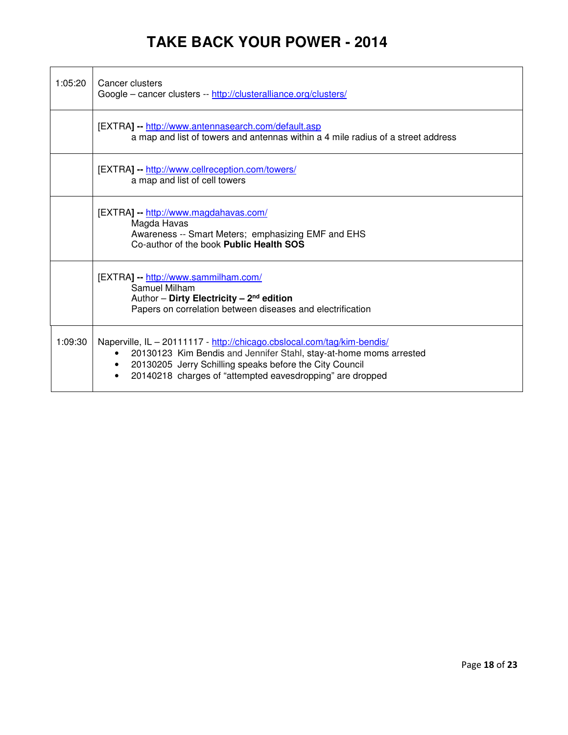# TAKE BACK YOUR POWER - 2014

| | |
|---|---|
| 1:05:20 | Cancer clusters<br>Google – cancer clusters -- http://clusteralliance.org/clusters/ |
| | [EXTRA] -- http://www.antennasearch.com/default.asp<br>a map and list of towers and antennas within a 4 mile radius of a street address |
| | [EXTRA] -- http://www.cellreception.com/towers/<br>a map and list of cell towers |
| | [EXTRA] -- http://www.magdahavas.com/<br>Magda Havas<br>Awareness -- Smart Meters; emphasizing EMF and EHS<br>Co-author of the book **Public Health SOS** |
| | [EXTRA] -- http://www.sammilham.com/<br>Samuel Milham<br>Author – **Dirty Electricity – 2nd edition**<br>Papers on correlation between diseases and electrification |
| 1:09:30 | Naperville, IL – 20111117 - http://chicago.cbslocal.com/tag/kim-bendis/<br>• 20130123 Kim Bendis and Jennifer Stahl, stay-at-home moms arrested<br>• 20130205 Jerry Schilling speaks before the City Council<br>• 20140218 charges of "attempted eavesdropping" are dropped |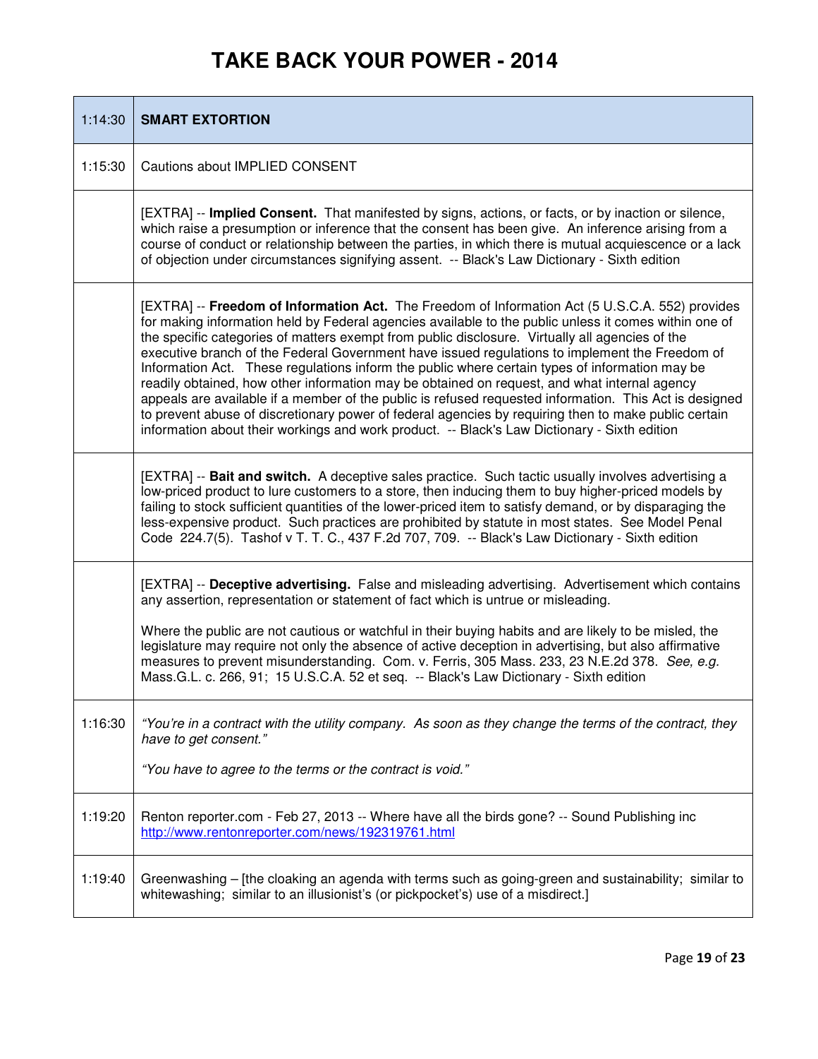# TAKE BACK YOUR POWER - 2014

| 1:14:30 | **SMART EXTORTION** |
|---|---|
| 1:15:30 | Cautions about IMPLIED CONSENT |
| | [EXTRA] -- **Implied Consent.** That manifested by signs, actions, or facts, or by inaction or silence, which raise a presumption or inference that the consent has been give. An inference arising from a course of conduct or relationship between the parties, in which there is mutual acquiescence or a lack of objection under circumstances signifying assent. -- Black's Law Dictionary - Sixth edition |
| | [EXTRA] -- **Freedom of Information Act.** The Freedom of Information Act (5 U.S.C.A. 552) provides for making information held by Federal agencies available to the public unless it comes within one of the specific categories of matters exempt from public disclosure. Virtually all agencies of the executive branch of the Federal Government have issued regulations to implement the Freedom of Information Act. These regulations inform the public where certain types of information may be readily obtained, how other information may be obtained on request, and what internal agency appeals are available if a member of the public is refused requested information. This Act is designed to prevent abuse of discretionary power of federal agencies by requiring then to make public certain information about their workings and work product. -- Black's Law Dictionary - Sixth edition |
| | [EXTRA] -- **Bait and switch.** A deceptive sales practice. Such tactic usually involves advertising a low-priced product to lure customers to a store, then inducing them to buy higher-priced models by failing to stock sufficient quantities of the lower-priced item to satisfy demand, or by disparaging the less-expensive product. Such practices are prohibited by statute in most states. See Model Penal Code 224.7(5). Tashof v T. T. C., 437 F.2d 707, 709. -- Black's Law Dictionary - Sixth edition |
| | [EXTRA] -- **Deceptive advertising.** False and misleading advertising. Advertisement which contains any assertion, representation or statement of fact which is untrue or misleading.<br><br>Where the public are not cautious or watchful in their buying habits and are likely to be misled, the legislature may require not only the absence of active deception in advertising, but also affirmative measures to prevent misunderstanding. Com. v. Ferris, 305 Mass. 233, 23 N.E.2d 378. *See, e.g.* Mass.G.L. c. 266, 91; 15 U.S.C.A. 52 et seq. -- Black's Law Dictionary - Sixth edition |
| 1:16:30 | *"You're in a contract with the utility company. As soon as they change the terms of the contract, they have to get consent."*<br><br>*"You have to agree to the terms or the contract is void."* |
| 1:19:20 | Renton reporter.com - Feb 27, 2013 -- Where have all the birds gone? -- Sound Publishing inc<br>http://www.rentonreporter.com/news/192319761.html |
| 1:19:40 | Greenwashing – [the cloaking an agenda with terms such as going-green and sustainability; similar to whitewashing; similar to an illusionist's (or pickpocket's) use of a misdirect.] |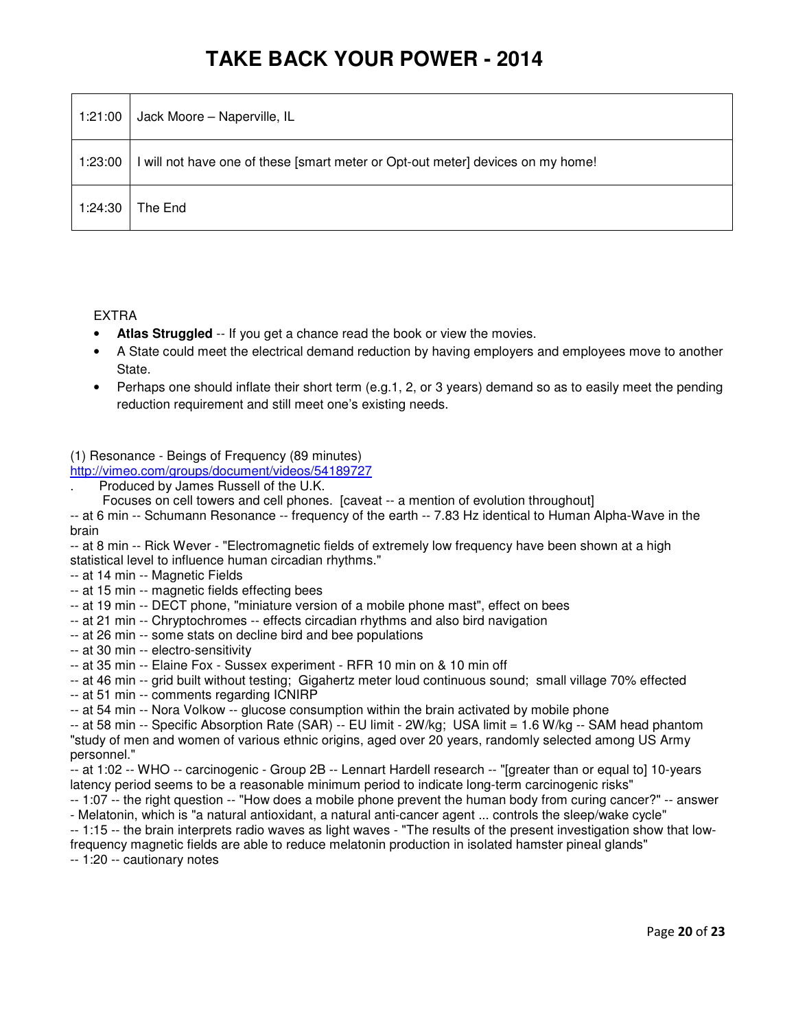# TAKE BACK YOUR POWER - 2014

| | |
|---|---|
| 1:21:00 | Jack Moore – Naperville, IL |
| 1:23:00 | I will not have one of these [smart meter or Opt-out meter] devices on my home! |
| 1:24:30 | The End |

EXTRA

- **Atlas Struggled** -- If you get a chance read the book or view the movies.
- A State could meet the electrical demand reduction by having employers and employees move to another State.
- Perhaps one should inflate their short term (e.g.1, 2, or 3 years) demand so as to easily meet the pending reduction requirement and still meet one's existing needs.

(1) Resonance - Beings of Frequency (89 minutes)
http://vimeo.com/groups/document/videos/54189727

. Produced by James Russell of the U.K.
Focuses on cell towers and cell phones. [caveat -- a mention of evolution throughout]

-- at 6 min -- Schumann Resonance -- frequency of the earth -- 7.83 Hz identical to Human Alpha-Wave in the brain
-- at 8 min -- Rick Wever - "Electromagnetic fields of extremely low frequency have been shown at a high statistical level to influence human circadian rhythms."
-- at 14 min -- Magnetic Fields
-- at 15 min -- magnetic fields effecting bees
-- at 19 min -- DECT phone, "miniature version of a mobile phone mast", effect on bees
-- at 21 min -- Chryptochromes -- effects circadian rhythms and also bird navigation
-- at 26 min -- some stats on decline bird and bee populations
-- at 30 min -- electro-sensitivity
-- at 35 min -- Elaine Fox - Sussex experiment - RFR 10 min on & 10 min off
-- at 46 min -- grid built without testing; Gigahertz meter loud continuous sound; small village 70% effected
-- at 51 min -- comments regarding ICNIRP
-- at 54 min -- Nora Volkow -- glucose consumption within the brain activated by mobile phone
-- at 58 min -- Specific Absorption Rate (SAR) -- EU limit - 2W/kg; USA limit = 1.6 W/kg -- SAM head phantom "study of men and women of various ethnic origins, aged over 20 years, randomly selected among US Army personnel."
-- at 1:02 -- WHO -- carcinogenic - Group 2B -- Lennart Hardell research -- "[greater than or equal to] 10-years latency period seems to be a reasonable minimum period to indicate long-term carcinogenic risks"
-- 1:07 -- the right question -- "How does a mobile phone prevent the human body from curing cancer?" -- answer - Melatonin, which is "a natural antioxidant, a natural anti-cancer agent ... controls the sleep/wake cycle"
-- 1:15 -- the brain interprets radio waves as light waves - "The results of the present investigation show that low-frequency magnetic fields are able to reduce melatonin production in isolated hamster pineal glands"
-- 1:20 -- cautionary notes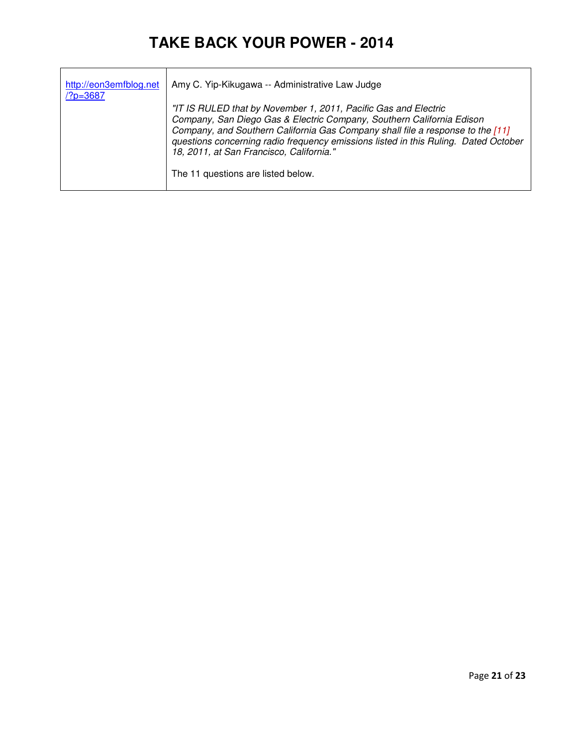| | |
|---|---|
| http://eon3emfblog.net/?p=3687 | Amy C. Yip-Kikugawa -- Administrative Law Judge<br><br>*"IT IS RULED that by November 1, 2011, Pacific Gas and Electric Company, San Diego Gas & Electric Company, Southern California Edison Company, and Southern California Gas Company shall file a response to the [11] questions concerning radio frequency emissions listed in this Ruling. Dated October 18, 2011, at San Francisco, California."*<br><br>The 11 questions are listed below. |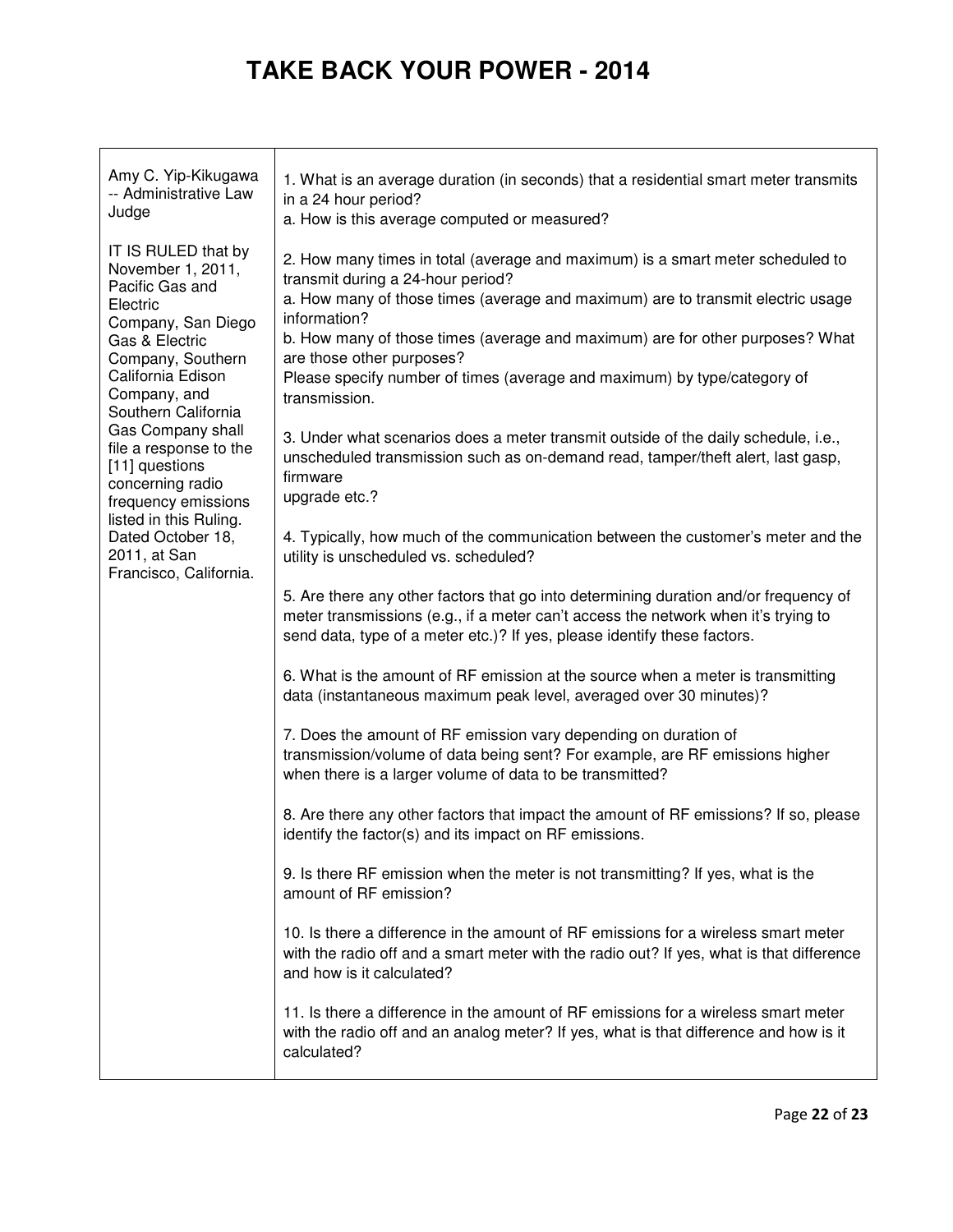# TAKE BACK YOUR POWER - 2014

| Amy C. Yip-Kikugawa -- Administrative Law Judge<br><br>IT IS RULED that by November 1, 2011, Pacific Gas and Electric Company, San Diego Gas & Electric Company, Southern California Edison Company, and Southern California Gas Company shall file a response to the [11] questions concerning radio frequency emissions listed in this Ruling. Dated October 18, 2011, at San Francisco, California. | 1. What is an average duration (in seconds) that a residential smart meter transmits in a 24 hour period?<br>a. How is this average computed or measured?<br><br>2. How many times in total (average and maximum) is a smart meter scheduled to transmit during a 24-hour period?<br>a. How many of those times (average and maximum) are to transmit electric usage information?<br>b. How many of those times (average and maximum) are for other purposes? What are those other purposes?<br>Please specify number of times (average and maximum) by type/category of transmission.<br><br>3. Under what scenarios does a meter transmit outside of the daily schedule, i.e., unscheduled transmission such as on-demand read, tamper/theft alert, last gasp, firmware upgrade etc.?<br><br>4. Typically, how much of the communication between the customer's meter and the utility is unscheduled vs. scheduled?<br><br>5. Are there any other factors that go into determining duration and/or frequency of meter transmissions (e.g., if a meter can't access the network when it's trying to send data, type of a meter etc.)? If yes, please identify these factors.<br><br>6. What is the amount of RF emission at the source when a meter is transmitting data (instantaneous maximum peak level, averaged over 30 minutes)?<br><br>7. Does the amount of RF emission vary depending on duration of transmission/volume of data being sent? For example, are RF emissions higher when there is a larger volume of data to be transmitted?<br><br>8. Are there any other factors that impact the amount of RF emissions? If so, please identify the factor(s) and its impact on RF emissions.<br><br>9. Is there RF emission when the meter is not transmitting? If yes, what is the amount of RF emission?<br><br>10. Is there a difference in the amount of RF emissions for a wireless smart meter with the radio off and a smart meter with the radio out? If yes, what is that difference and how is it calculated?<br><br>11. Is there a difference in the amount of RF emissions for a wireless smart meter with the radio off and an analog meter? If yes, what is that difference and how is it calculated? |
|---|---|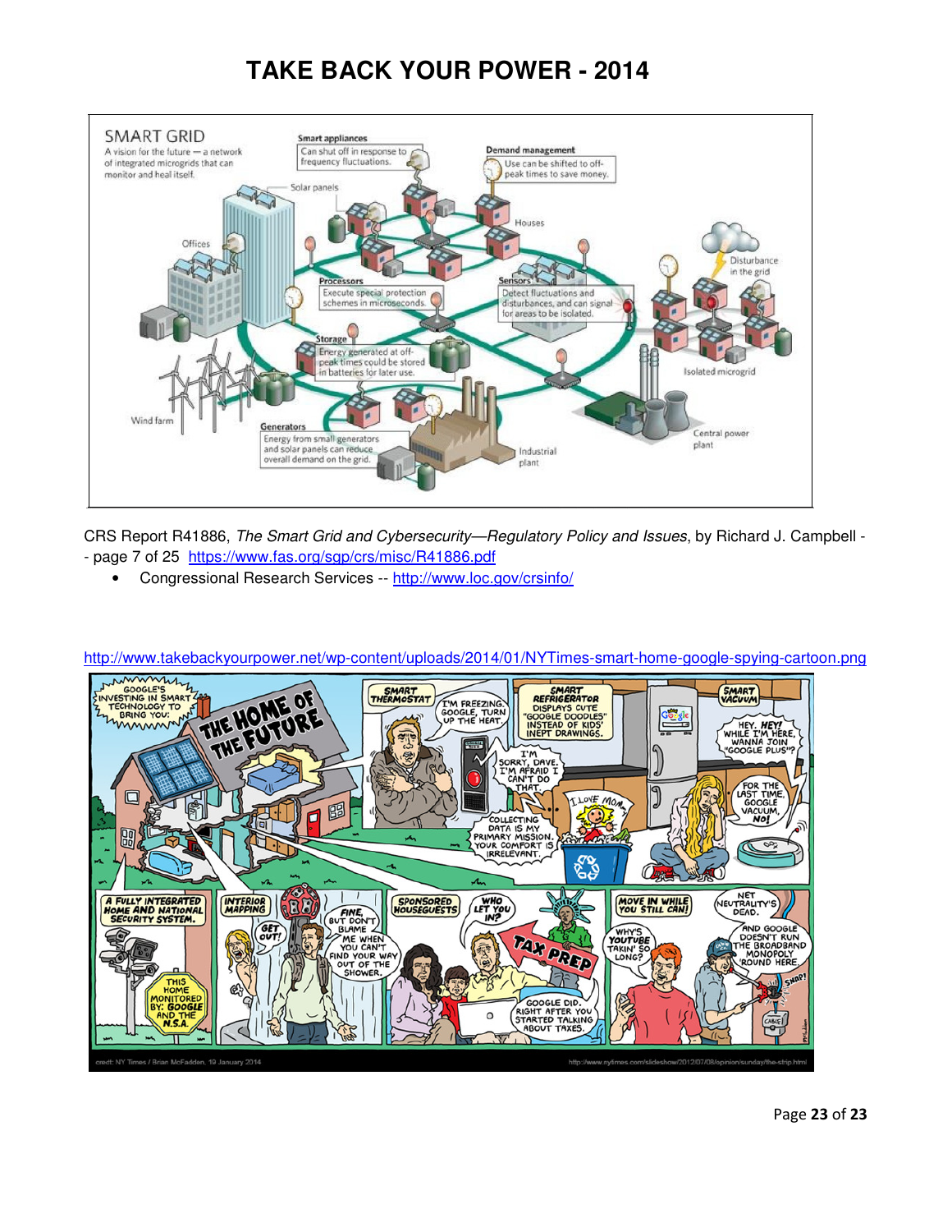# TAKE BACK YOUR POWER - 2014

SMART GRID

A vision for the future — a network of integrated microgrids that can monitor and heal itself.

Smart appliances
Can shut off in response to frequency fluctuations.

Demand management
Use can be shifted to off-peak times to save money.

Solar panels

Houses

Offices

Processors
Execute special protection schemes in microseconds.

Sensors
Detect fluctuations and disturbances, and can signal for areas to be isolated.

Disturbance in the grid

Storage
Energy generated at off-peak times could be stored in batteries for later use.

Isolated microgrid

Wind farm

Generators
Energy from small generators and solar panels can reduce overall demand on the grid.

Industrial plant

Central power plant

CRS Report R41886, *The Smart Grid and Cybersecurity—Regulatory Policy and Issues*, by Richard J. Campbell -- page 7 of 25 https://www.fas.org/sgp/crs/misc/R41886.pdf

- Congressional Research Services -- http://www.loc.gov/crsinfo/

http://www.takebackyourpower.net/wp-content/uploads/2014/01/NYTimes-smart-home-google-spying-cartoon.png

credit: NY Times / Brian McFadden, 19 January 2014

http://www.nytimes.com/slideshow/2012/07/08/opinion/sunday/the-strip.html